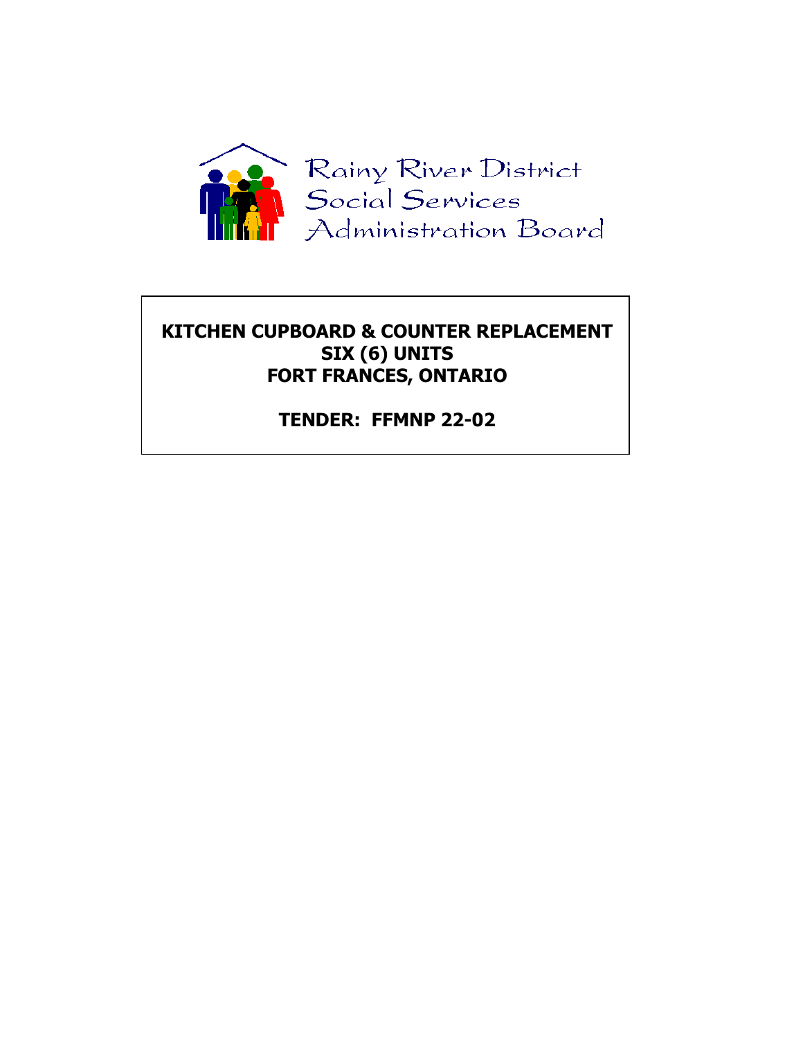Rainy River District Social Services Administration Board

# KITCHEN CUPBOARD & COUNTER REPLACEMENT SIX (6) UNITS FORT FRANCES, ONTARIO

## TENDER: FFMNP 22-02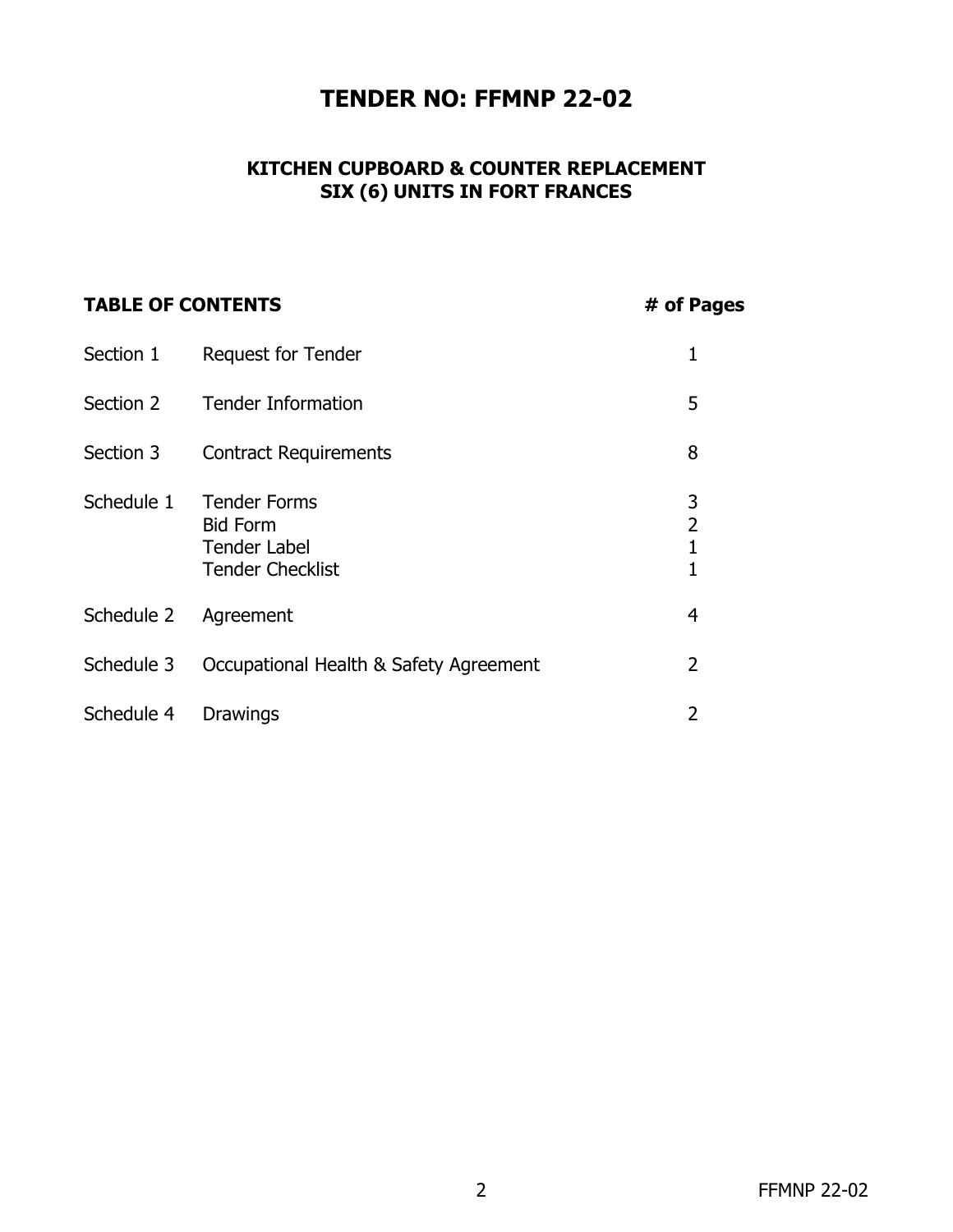# TENDER NO: FFMNP 22-02

## KITCHEN CUPBOARD & COUNTER REPLACEMENT
## SIX (6) UNITS IN FORT FRANCES

| TABLE OF CONTENTS | | # of Pages |
|---|---|---|
| Section 1 | Request for Tender | 1 |
| Section 2 | Tender Information | 5 |
| Section 3 | Contract Requirements | 8 |
| Schedule 1 | Tender Forms | 3 |
| | Bid Form | 2 |
| | Tender Label | 1 |
| | Tender Checklist | 1 |
| Schedule 2 | Agreement | 4 |
| Schedule 3 | Occupational Health & Safety Agreement | 2 |
| Schedule 4 | Drawings | 2 |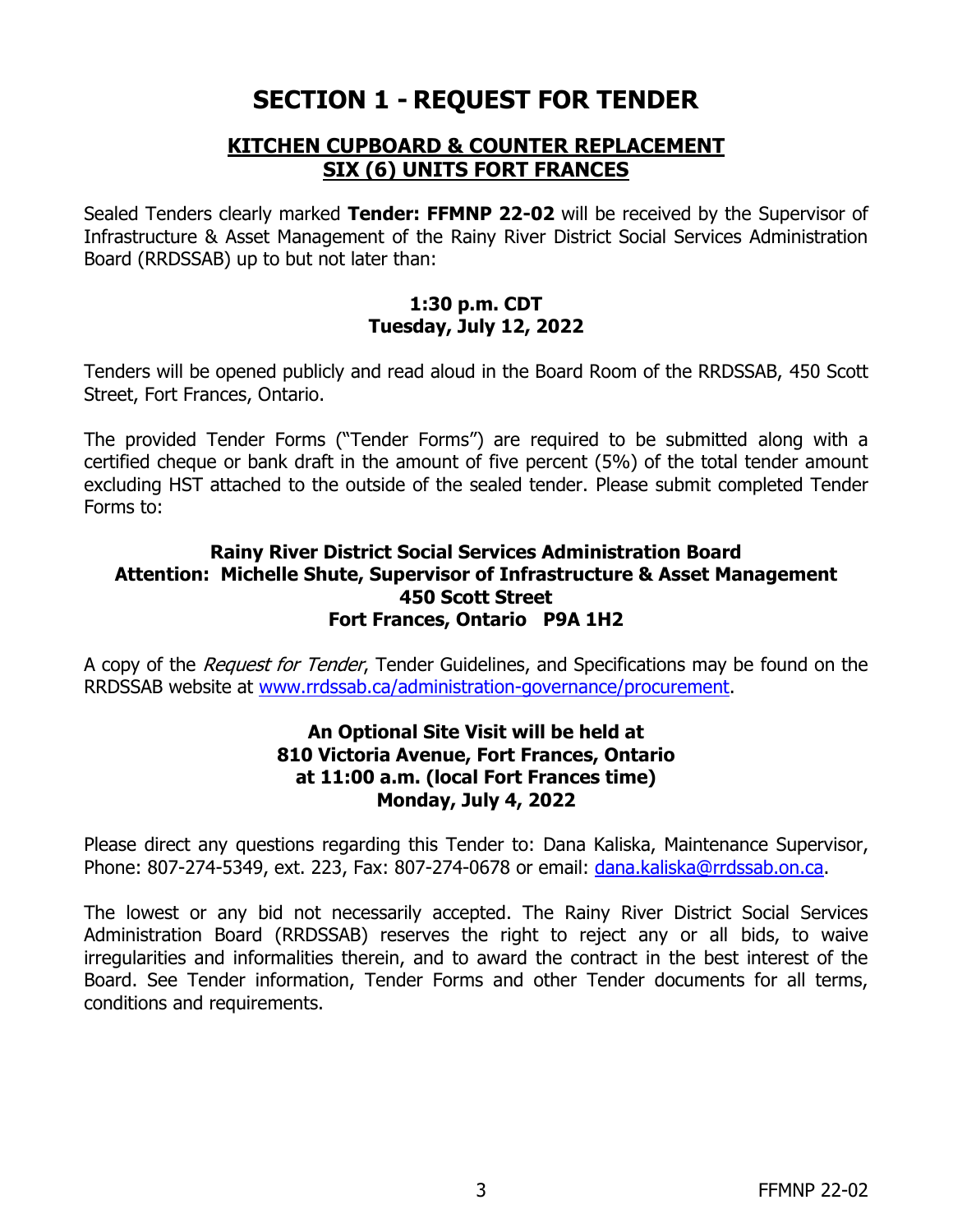# SECTION 1 - REQUEST FOR TENDER

## KITCHEN CUPBOARD & COUNTER REPLACEMENT
## SIX (6) UNITS FORT FRANCES

Sealed Tenders clearly marked **Tender: FFMNP 22-02** will be received by the Supervisor of Infrastructure & Asset Management of the Rainy River District Social Services Administration Board (RRDSSAB) up to but not later than:

**1:30 p.m. CDT**
**Tuesday, July 12, 2022**

Tenders will be opened publicly and read aloud in the Board Room of the RRDSSAB, 450 Scott Street, Fort Frances, Ontario.

The provided Tender Forms ("Tender Forms") are required to be submitted along with a certified cheque or bank draft in the amount of five percent (5%) of the total tender amount excluding HST attached to the outside of the sealed tender. Please submit completed Tender Forms to:

**Rainy River District Social Services Administration Board**
**Attention: Michelle Shute, Supervisor of Infrastructure & Asset Management**
**450 Scott Street**
**Fort Frances, Ontario P9A 1H2**

A copy of the *Request for Tender*, Tender Guidelines, and Specifications may be found on the RRDSSAB website at www.rrdssab.ca/administration-governance/procurement.

**An Optional Site Visit will be held at**
**810 Victoria Avenue, Fort Frances, Ontario**
**at 11:00 a.m. (local Fort Frances time)**
**Monday, July 4, 2022**

Please direct any questions regarding this Tender to: Dana Kaliska, Maintenance Supervisor, Phone: 807-274-5349, ext. 223, Fax: 807-274-0678 or email: dana.kaliska@rrdssab.on.ca.

The lowest or any bid not necessarily accepted. The Rainy River District Social Services Administration Board (RRDSSAB) reserves the right to reject any or all bids, to waive irregularities and informalities therein, and to award the contract in the best interest of the Board. See Tender information, Tender Forms and other Tender documents for all terms, conditions and requirements.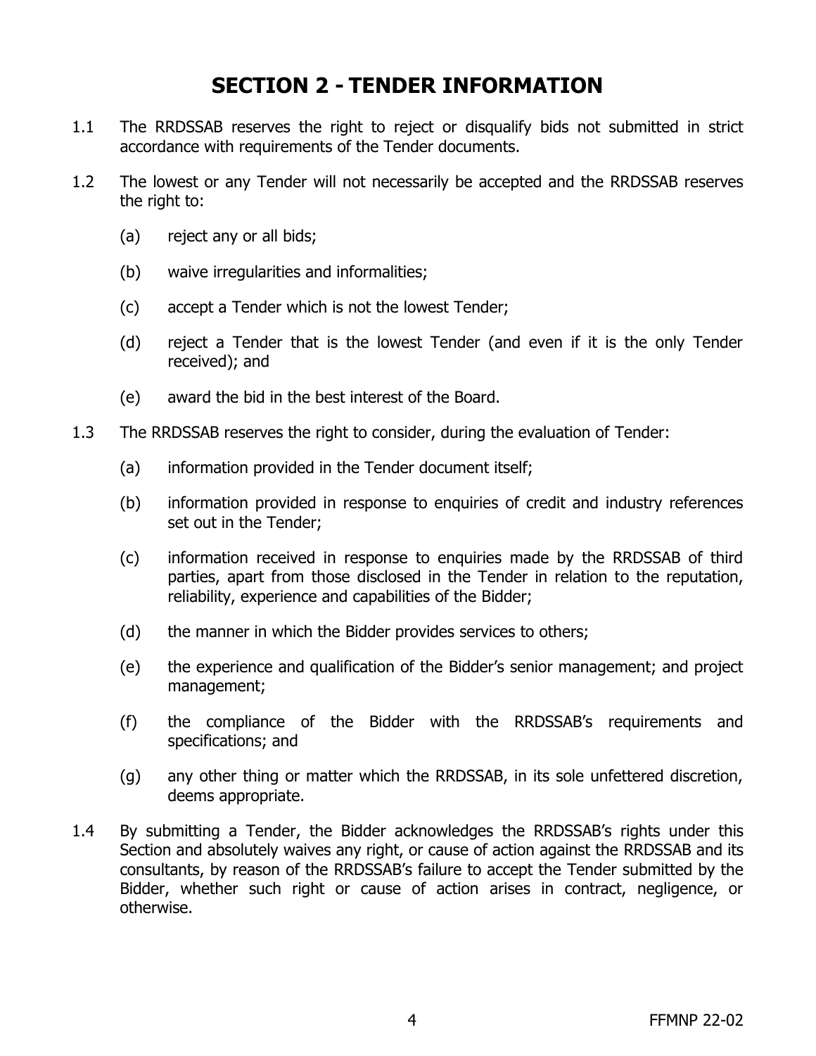# SECTION 2 - TENDER INFORMATION

1.1 The RRDSSAB reserves the right to reject or disqualify bids not submitted in strict accordance with requirements of the Tender documents.

1.2 The lowest or any Tender will not necessarily be accepted and the RRDSSAB reserves the right to:

- (a) reject any or all bids;
- (b) waive irregularities and informalities;
- (c) accept a Tender which is not the lowest Tender;
- (d) reject a Tender that is the lowest Tender (and even if it is the only Tender received); and
- (e) award the bid in the best interest of the Board.

1.3 The RRDSSAB reserves the right to consider, during the evaluation of Tender:

- (a) information provided in the Tender document itself;
- (b) information provided in response to enquiries of credit and industry references set out in the Tender;
- (c) information received in response to enquiries made by the RRDSSAB of third parties, apart from those disclosed in the Tender in relation to the reputation, reliability, experience and capabilities of the Bidder;
- (d) the manner in which the Bidder provides services to others;
- (e) the experience and qualification of the Bidder's senior management; and project management;
- (f) the compliance of the Bidder with the RRDSSAB's requirements and specifications; and
- (g) any other thing or matter which the RRDSSAB, in its sole unfettered discretion, deems appropriate.

1.4 By submitting a Tender, the Bidder acknowledges the RRDSSAB's rights under this Section and absolutely waives any right, or cause of action against the RRDSSAB and its consultants, by reason of the RRDSSAB's failure to accept the Tender submitted by the Bidder, whether such right or cause of action arises in contract, negligence, or otherwise.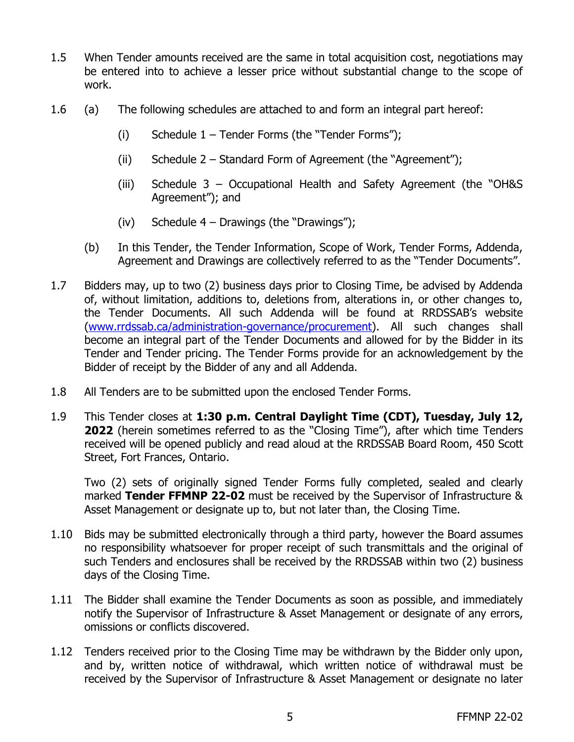1.5 When Tender amounts received are the same in total acquisition cost, negotiations may be entered into to achieve a lesser price without substantial change to the scope of work.

1.6 (a) The following schedules are attached to and form an integral part hereof:

(i) Schedule 1 – Tender Forms (the "Tender Forms");

(ii) Schedule 2 – Standard Form of Agreement (the "Agreement");

(iii) Schedule 3 – Occupational Health and Safety Agreement (the "OH&S Agreement"); and

(iv) Schedule 4 – Drawings (the "Drawings");

(b) In this Tender, the Tender Information, Scope of Work, Tender Forms, Addenda, Agreement and Drawings are collectively referred to as the "Tender Documents".

1.7 Bidders may, up to two (2) business days prior to Closing Time, be advised by Addenda of, without limitation, additions to, deletions from, alterations in, or other changes to, the Tender Documents. All such Addenda will be found at RRDSSAB's website ([www.rrdssab.ca/administration-governance/procurement](http://www.rrdssab.ca/administration-governance/procurement)). All such changes shall become an integral part of the Tender Documents and allowed for by the Bidder in its Tender and Tender pricing. The Tender Forms provide for an acknowledgement by the Bidder of receipt by the Bidder of any and all Addenda.

1.8 All Tenders are to be submitted upon the enclosed Tender Forms.

1.9 This Tender closes at **1:30 p.m. Central Daylight Time (CDT), Tuesday, July 12, 2022** (herein sometimes referred to as the "Closing Time"), after which time Tenders received will be opened publicly and read aloud at the RRDSSAB Board Room, 450 Scott Street, Fort Frances, Ontario.

Two (2) sets of originally signed Tender Forms fully completed, sealed and clearly marked **Tender FFMNP 22-02** must be received by the Supervisor of Infrastructure & Asset Management or designate up to, but not later than, the Closing Time.

1.10 Bids may be submitted electronically through a third party, however the Board assumes no responsibility whatsoever for proper receipt of such transmittals and the original of such Tenders and enclosures shall be received by the RRDSSAB within two (2) business days of the Closing Time.

1.11 The Bidder shall examine the Tender Documents as soon as possible, and immediately notify the Supervisor of Infrastructure & Asset Management or designate of any errors, omissions or conflicts discovered.

1.12 Tenders received prior to the Closing Time may be withdrawn by the Bidder only upon, and by, written notice of withdrawal, which written notice of withdrawal must be received by the Supervisor of Infrastructure & Asset Management or designate no later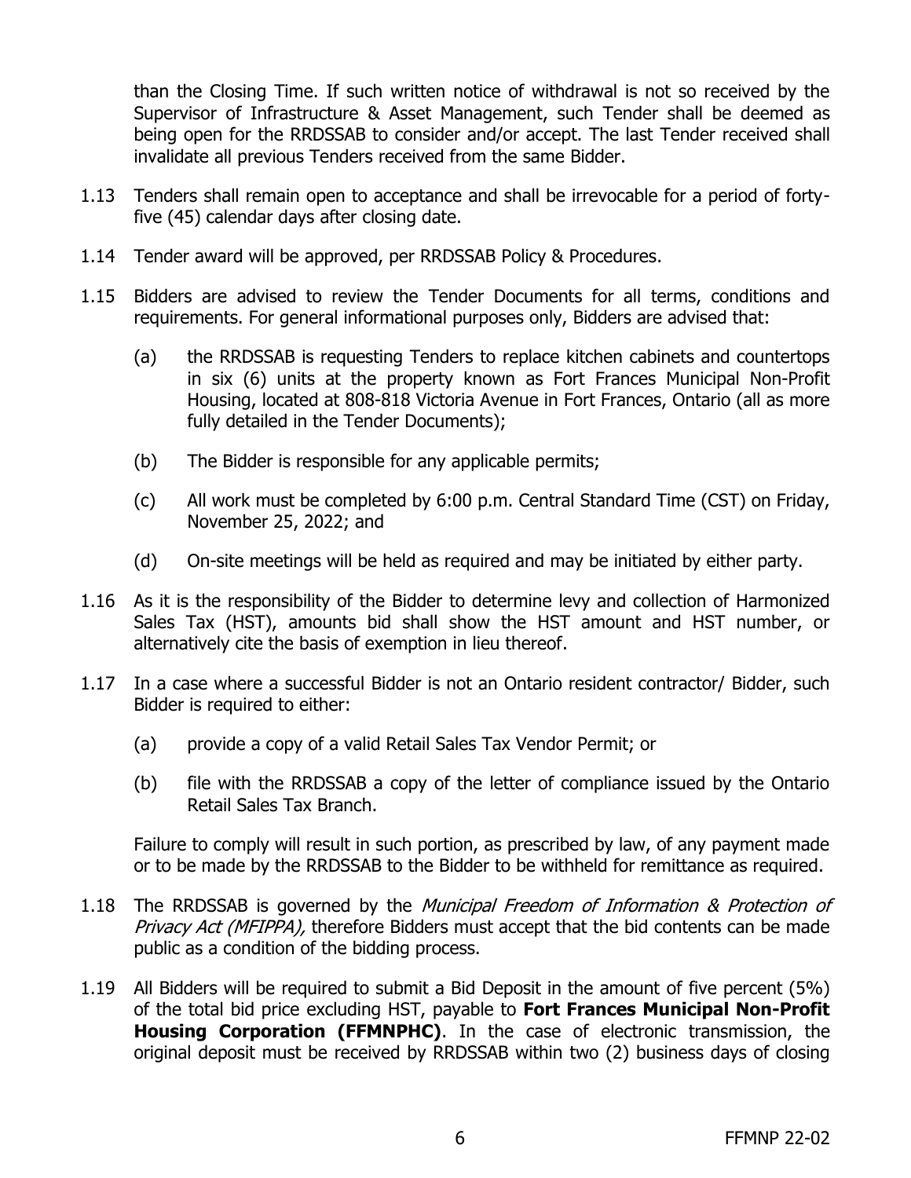than the Closing Time. If such written notice of withdrawal is not so received by the Supervisor of Infrastructure & Asset Management, such Tender shall be deemed as being open for the RRDSSAB to consider and/or accept. The last Tender received shall invalidate all previous Tenders received from the same Bidder.

1.13 Tenders shall remain open to acceptance and shall be irrevocable for a period of forty-five (45) calendar days after closing date.

1.14 Tender award will be approved, per RRDSSAB Policy & Procedures.

1.15 Bidders are advised to review the Tender Documents for all terms, conditions and requirements. For general informational purposes only, Bidders are advised that:

(a) the RRDSSAB is requesting Tenders to replace kitchen cabinets and countertops in six (6) units at the property known as Fort Frances Municipal Non-Profit Housing, located at 808-818 Victoria Avenue in Fort Frances, Ontario (all as more fully detailed in the Tender Documents);

(b) The Bidder is responsible for any applicable permits;

(c) All work must be completed by 6:00 p.m. Central Standard Time (CST) on Friday, November 25, 2022; and

(d) On-site meetings will be held as required and may be initiated by either party.

1.16 As it is the responsibility of the Bidder to determine levy and collection of Harmonized Sales Tax (HST), amounts bid shall show the HST amount and HST number, or alternatively cite the basis of exemption in lieu thereof.

1.17 In a case where a successful Bidder is not an Ontario resident contractor/ Bidder, such Bidder is required to either:

(a) provide a copy of a valid Retail Sales Tax Vendor Permit; or

(b) file with the RRDSSAB a copy of the letter of compliance issued by the Ontario Retail Sales Tax Branch.

Failure to comply will result in such portion, as prescribed by law, of any payment made or to be made by the RRDSSAB to the Bidder to be withheld for remittance as required.

1.18 The RRDSSAB is governed by the *Municipal Freedom of Information & Protection of Privacy Act (MFIPPA),* therefore Bidders must accept that the bid contents can be made public as a condition of the bidding process.

1.19 All Bidders will be required to submit a Bid Deposit in the amount of five percent (5%) of the total bid price excluding HST, payable to **Fort Frances Municipal Non-Profit Housing Corporation (FFMNPHC)**. In the case of electronic transmission, the original deposit must be received by RRDSSAB within two (2) business days of closing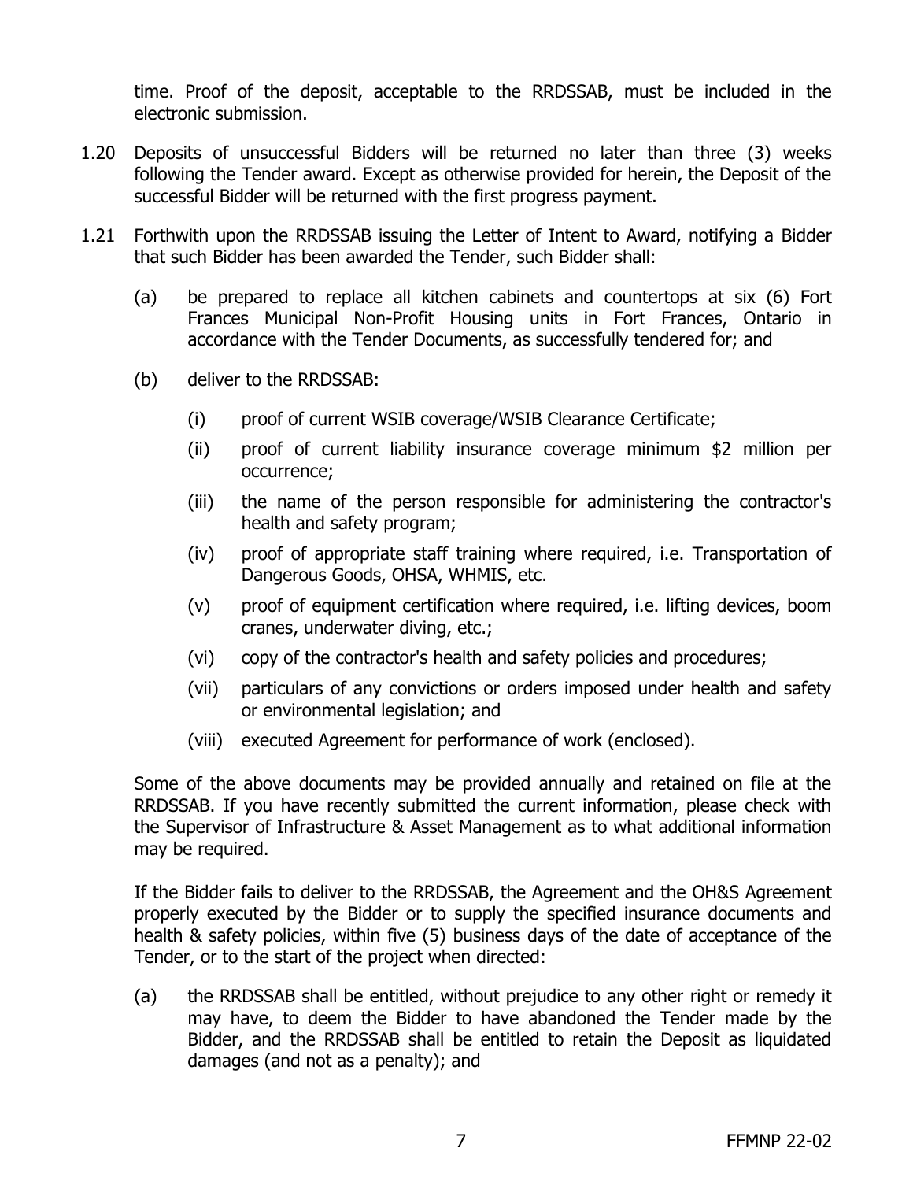time. Proof of the deposit, acceptable to the RRDSSAB, must be included in the electronic submission.

1.20 Deposits of unsuccessful Bidders will be returned no later than three (3) weeks following the Tender award. Except as otherwise provided for herein, the Deposit of the successful Bidder will be returned with the first progress payment.

1.21 Forthwith upon the RRDSSAB issuing the Letter of Intent to Award, notifying a Bidder that such Bidder has been awarded the Tender, such Bidder shall:

   (a) be prepared to replace all kitchen cabinets and countertops at six (6) Fort Frances Municipal Non-Profit Housing units in Fort Frances, Ontario in accordance with the Tender Documents, as successfully tendered for; and

   (b) deliver to the RRDSSAB:

      (i) proof of current WSIB coverage/WSIB Clearance Certificate;

      (ii) proof of current liability insurance coverage minimum $2 million per occurrence;

      (iii) the name of the person responsible for administering the contractor's health and safety program;

      (iv) proof of appropriate staff training where required, i.e. Transportation of Dangerous Goods, OHSA, WHMIS, etc.

      (v) proof of equipment certification where required, i.e. lifting devices, boom cranes, underwater diving, etc.;

      (vi) copy of the contractor's health and safety policies and procedures;

      (vii) particulars of any convictions or orders imposed under health and safety or environmental legislation; and

      (viii) executed Agreement for performance of work (enclosed).

   Some of the above documents may be provided annually and retained on file at the RRDSSAB. If you have recently submitted the current information, please check with the Supervisor of Infrastructure & Asset Management as to what additional information may be required.

   If the Bidder fails to deliver to the RRDSSAB, the Agreement and the OH&S Agreement properly executed by the Bidder or to supply the specified insurance documents and health & safety policies, within five (5) business days of the date of acceptance of the Tender, or to the start of the project when directed:

   (a) the RRDSSAB shall be entitled, without prejudice to any other right or remedy it may have, to deem the Bidder to have abandoned the Tender made by the Bidder, and the RRDSSAB shall be entitled to retain the Deposit as liquidated damages (and not as a penalty); and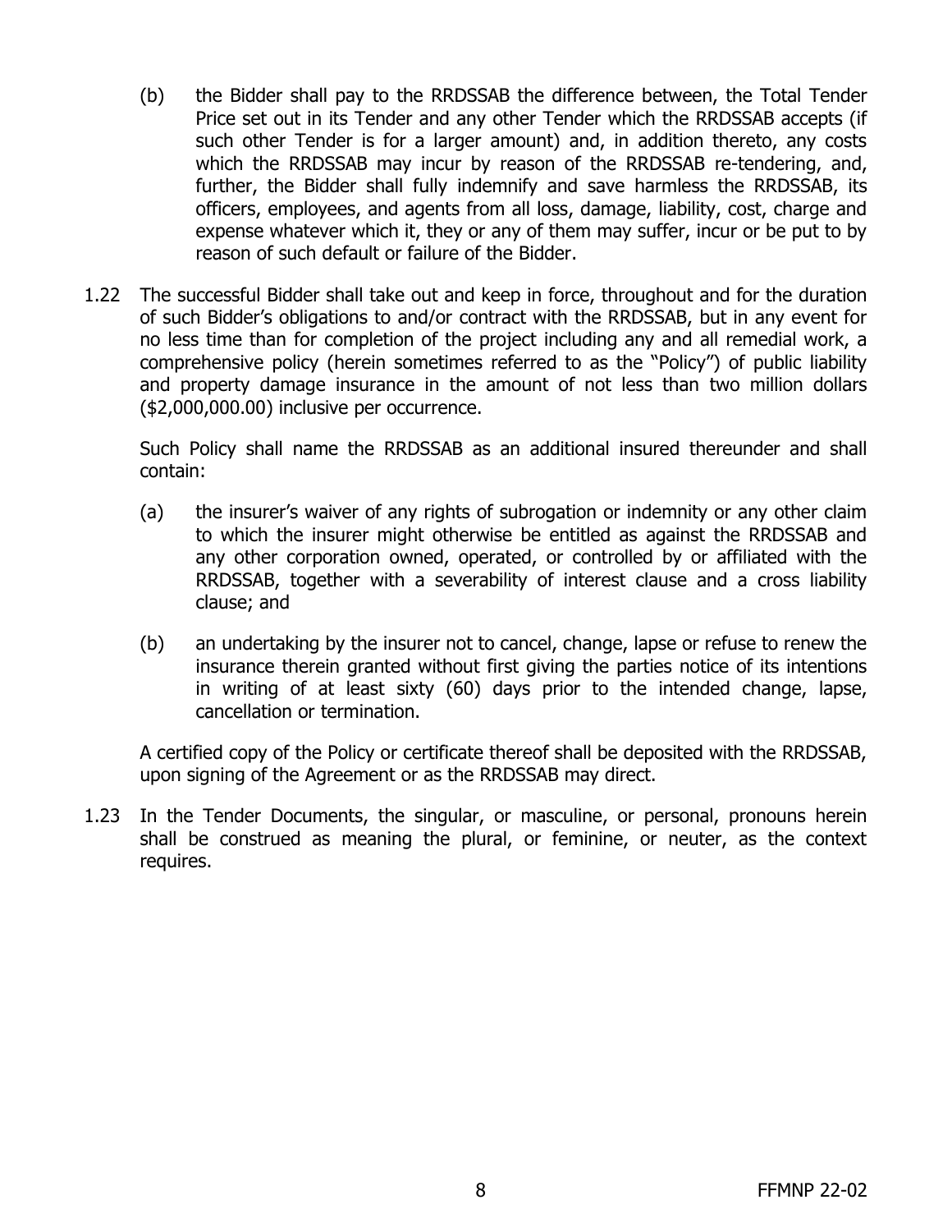(b) the Bidder shall pay to the RRDSSAB the difference between, the Total Tender Price set out in its Tender and any other Tender which the RRDSSAB accepts (if such other Tender is for a larger amount) and, in addition thereto, any costs which the RRDSSAB may incur by reason of the RRDSSAB re-tendering, and, further, the Bidder shall fully indemnify and save harmless the RRDSSAB, its officers, employees, and agents from all loss, damage, liability, cost, charge and expense whatever which it, they or any of them may suffer, incur or be put to by reason of such default or failure of the Bidder.

1.22 The successful Bidder shall take out and keep in force, throughout and for the duration of such Bidder's obligations to and/or contract with the RRDSSAB, but in any event for no less time than for completion of the project including any and all remedial work, a comprehensive policy (herein sometimes referred to as the "Policy") of public liability and property damage insurance in the amount of not less than two million dollars ($2,000,000.00) inclusive per occurrence.

Such Policy shall name the RRDSSAB as an additional insured thereunder and shall contain:

(a) the insurer's waiver of any rights of subrogation or indemnity or any other claim to which the insurer might otherwise be entitled as against the RRDSSAB and any other corporation owned, operated, or controlled by or affiliated with the RRDSSAB, together with a severability of interest clause and a cross liability clause; and

(b) an undertaking by the insurer not to cancel, change, lapse or refuse to renew the insurance therein granted without first giving the parties notice of its intentions in writing of at least sixty (60) days prior to the intended change, lapse, cancellation or termination.

A certified copy of the Policy or certificate thereof shall be deposited with the RRDSSAB, upon signing of the Agreement or as the RRDSSAB may direct.

1.23 In the Tender Documents, the singular, or masculine, or personal, pronouns herein shall be construed as meaning the plural, or feminine, or neuter, as the context requires.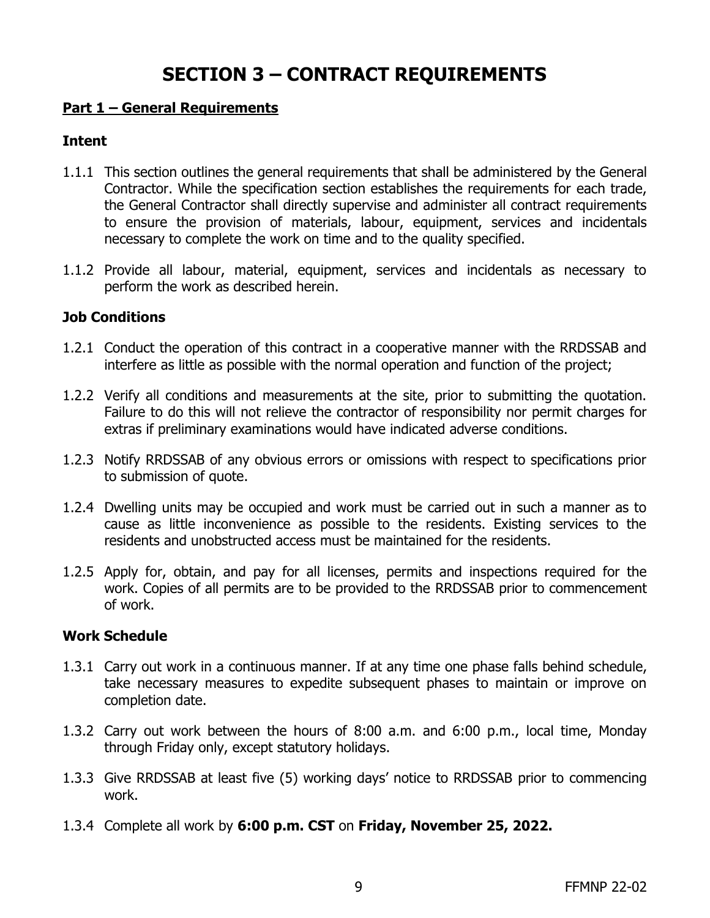# SECTION 3 – CONTRACT REQUIREMENTS

## Part 1 – General Requirements

### Intent

1.1.1 This section outlines the general requirements that shall be administered by the General Contractor. While the specification section establishes the requirements for each trade, the General Contractor shall directly supervise and administer all contract requirements to ensure the provision of materials, labour, equipment, services and incidentals necessary to complete the work on time and to the quality specified.

1.1.2 Provide all labour, material, equipment, services and incidentals as necessary to perform the work as described herein.

### Job Conditions

1.2.1 Conduct the operation of this contract in a cooperative manner with the RRDSSAB and interfere as little as possible with the normal operation and function of the project;

1.2.2 Verify all conditions and measurements at the site, prior to submitting the quotation. Failure to do this will not relieve the contractor of responsibility nor permit charges for extras if preliminary examinations would have indicated adverse conditions.

1.2.3 Notify RRDSSAB of any obvious errors or omissions with respect to specifications prior to submission of quote.

1.2.4 Dwelling units may be occupied and work must be carried out in such a manner as to cause as little inconvenience as possible to the residents. Existing services to the residents and unobstructed access must be maintained for the residents.

1.2.5 Apply for, obtain, and pay for all licenses, permits and inspections required for the work. Copies of all permits are to be provided to the RRDSSAB prior to commencement of work.

### Work Schedule

1.3.1 Carry out work in a continuous manner. If at any time one phase falls behind schedule, take necessary measures to expedite subsequent phases to maintain or improve on completion date.

1.3.2 Carry out work between the hours of 8:00 a.m. and 6:00 p.m., local time, Monday through Friday only, except statutory holidays.

1.3.3 Give RRDSSAB at least five (5) working days' notice to RRDSSAB prior to commencing work.

1.3.4 Complete all work by **6:00 p.m. CST** on **Friday, November 25, 2022.**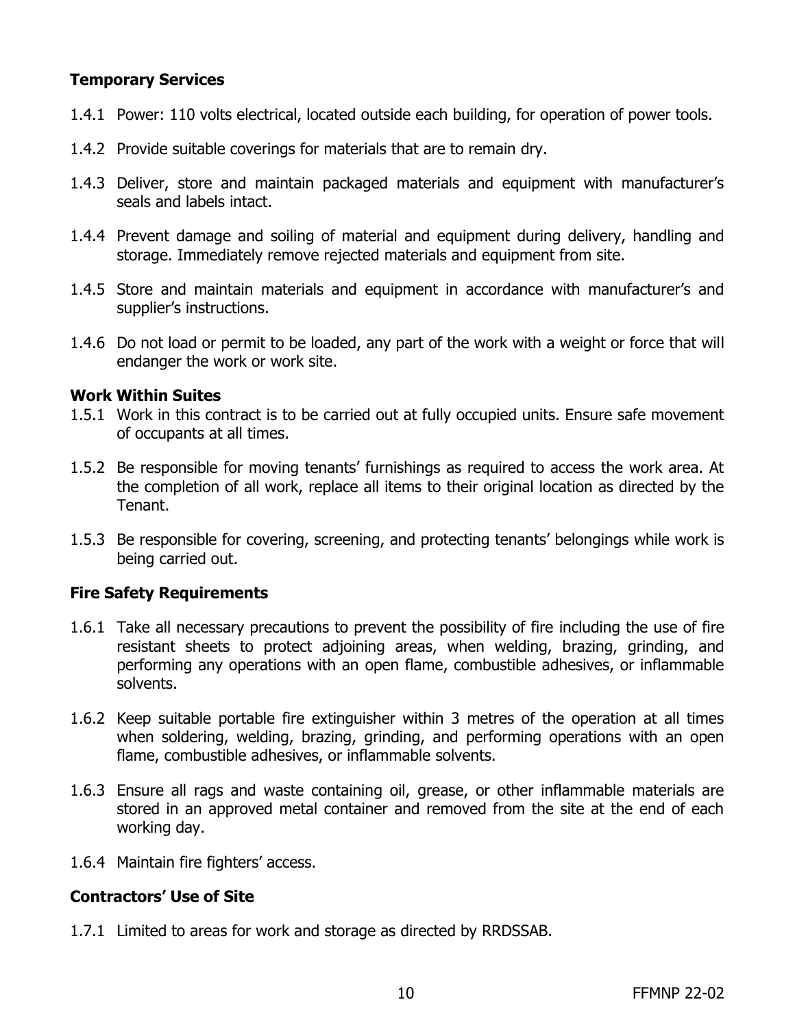### Temporary Services

1.4.1 Power: 110 volts electrical, located outside each building, for operation of power tools.

1.4.2 Provide suitable coverings for materials that are to remain dry.

1.4.3 Deliver, store and maintain packaged materials and equipment with manufacturer's seals and labels intact.

1.4.4 Prevent damage and soiling of material and equipment during delivery, handling and storage. Immediately remove rejected materials and equipment from site.

1.4.5 Store and maintain materials and equipment in accordance with manufacturer's and supplier's instructions.

1.4.6 Do not load or permit to be loaded, any part of the work with a weight or force that will endanger the work or work site.

### Work Within Suites

1.5.1 Work in this contract is to be carried out at fully occupied units. Ensure safe movement of occupants at all times.

1.5.2 Be responsible for moving tenants' furnishings as required to access the work area. At the completion of all work, replace all items to their original location as directed by the Tenant.

1.5.3 Be responsible for covering, screening, and protecting tenants' belongings while work is being carried out.

### Fire Safety Requirements

1.6.1 Take all necessary precautions to prevent the possibility of fire including the use of fire resistant sheets to protect adjoining areas, when welding, brazing, grinding, and performing any operations with an open flame, combustible adhesives, or inflammable solvents.

1.6.2 Keep suitable portable fire extinguisher within 3 metres of the operation at all times when soldering, welding, brazing, grinding, and performing operations with an open flame, combustible adhesives, or inflammable solvents.

1.6.3 Ensure all rags and waste containing oil, grease, or other inflammable materials are stored in an approved metal container and removed from the site at the end of each working day.

1.6.4 Maintain fire fighters' access.

### Contractors' Use of Site

1.7.1 Limited to areas for work and storage as directed by RRDSSAB.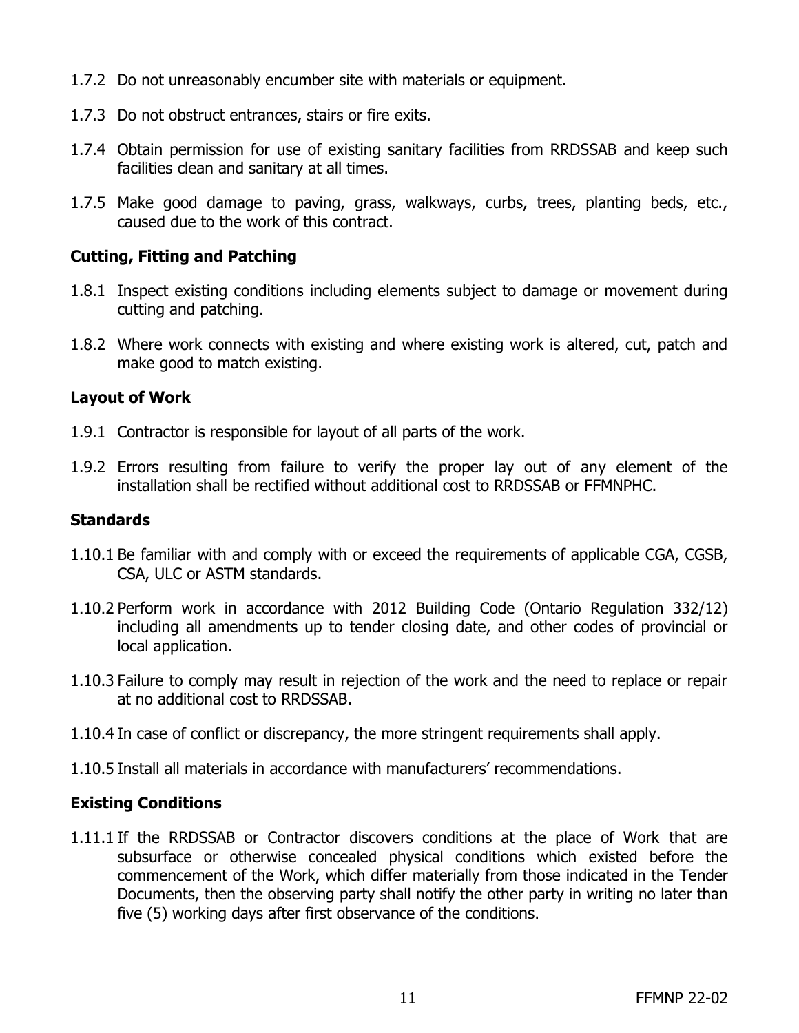1.7.2 Do not unreasonably encumber site with materials or equipment.

1.7.3 Do not obstruct entrances, stairs or fire exits.

1.7.4 Obtain permission for use of existing sanitary facilities from RRDSSAB and keep such facilities clean and sanitary at all times.

1.7.5 Make good damage to paving, grass, walkways, curbs, trees, planting beds, etc., caused due to the work of this contract.

**Cutting, Fitting and Patching**

1.8.1 Inspect existing conditions including elements subject to damage or movement during cutting and patching.

1.8.2 Where work connects with existing and where existing work is altered, cut, patch and make good to match existing.

**Layout of Work**

1.9.1 Contractor is responsible for layout of all parts of the work.

1.9.2 Errors resulting from failure to verify the proper lay out of any element of the installation shall be rectified without additional cost to RRDSSAB or FFMNPHC.

**Standards**

1.10.1 Be familiar with and comply with or exceed the requirements of applicable CGA, CGSB, CSA, ULC or ASTM standards.

1.10.2 Perform work in accordance with 2012 Building Code (Ontario Regulation 332/12) including all amendments up to tender closing date, and other codes of provincial or local application.

1.10.3 Failure to comply may result in rejection of the work and the need to replace or repair at no additional cost to RRDSSAB.

1.10.4 In case of conflict or discrepancy, the more stringent requirements shall apply.

1.10.5 Install all materials in accordance with manufacturers' recommendations.

**Existing Conditions**

1.11.1 If the RRDSSAB or Contractor discovers conditions at the place of Work that are subsurface or otherwise concealed physical conditions which existed before the commencement of the Work, which differ materially from those indicated in the Tender Documents, then the observing party shall notify the other party in writing no later than five (5) working days after first observance of the conditions.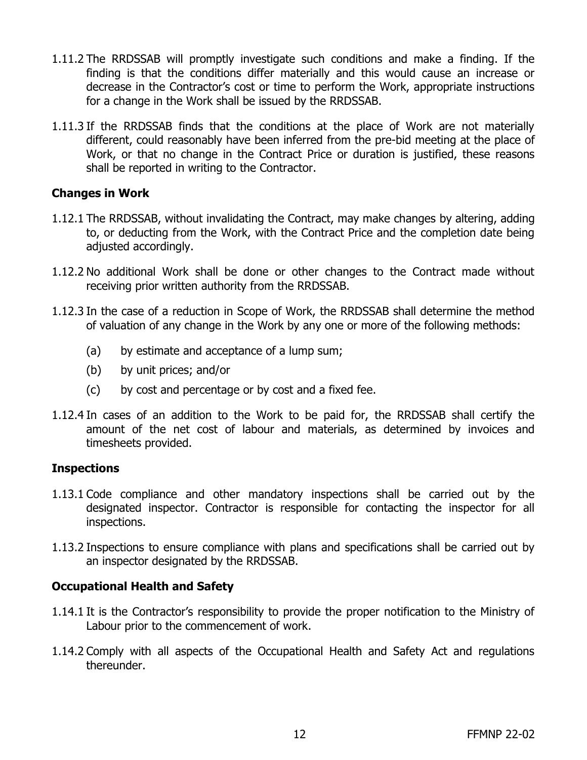1.11.2 The RRDSSAB will promptly investigate such conditions and make a finding. If the finding is that the conditions differ materially and this would cause an increase or decrease in the Contractor's cost or time to perform the Work, appropriate instructions for a change in the Work shall be issued by the RRDSSAB.

1.11.3 If the RRDSSAB finds that the conditions at the place of Work are not materially different, could reasonably have been inferred from the pre-bid meeting at the place of Work, or that no change in the Contract Price or duration is justified, these reasons shall be reported in writing to the Contractor.

**Changes in Work**

1.12.1 The RRDSSAB, without invalidating the Contract, may make changes by altering, adding to, or deducting from the Work, with the Contract Price and the completion date being adjusted accordingly.

1.12.2 No additional Work shall be done or other changes to the Contract made without receiving prior written authority from the RRDSSAB.

1.12.3 In the case of a reduction in Scope of Work, the RRDSSAB shall determine the method of valuation of any change in the Work by any one or more of the following methods:

(a) by estimate and acceptance of a lump sum;

(b) by unit prices; and/or

(c) by cost and percentage or by cost and a fixed fee.

1.12.4 In cases of an addition to the Work to be paid for, the RRDSSAB shall certify the amount of the net cost of labour and materials, as determined by invoices and timesheets provided.

**Inspections**

1.13.1 Code compliance and other mandatory inspections shall be carried out by the designated inspector. Contractor is responsible for contacting the inspector for all inspections.

1.13.2 Inspections to ensure compliance with plans and specifications shall be carried out by an inspector designated by the RRDSSAB.

**Occupational Health and Safety**

1.14.1 It is the Contractor's responsibility to provide the proper notification to the Ministry of Labour prior to the commencement of work.

1.14.2 Comply with all aspects of the Occupational Health and Safety Act and regulations thereunder.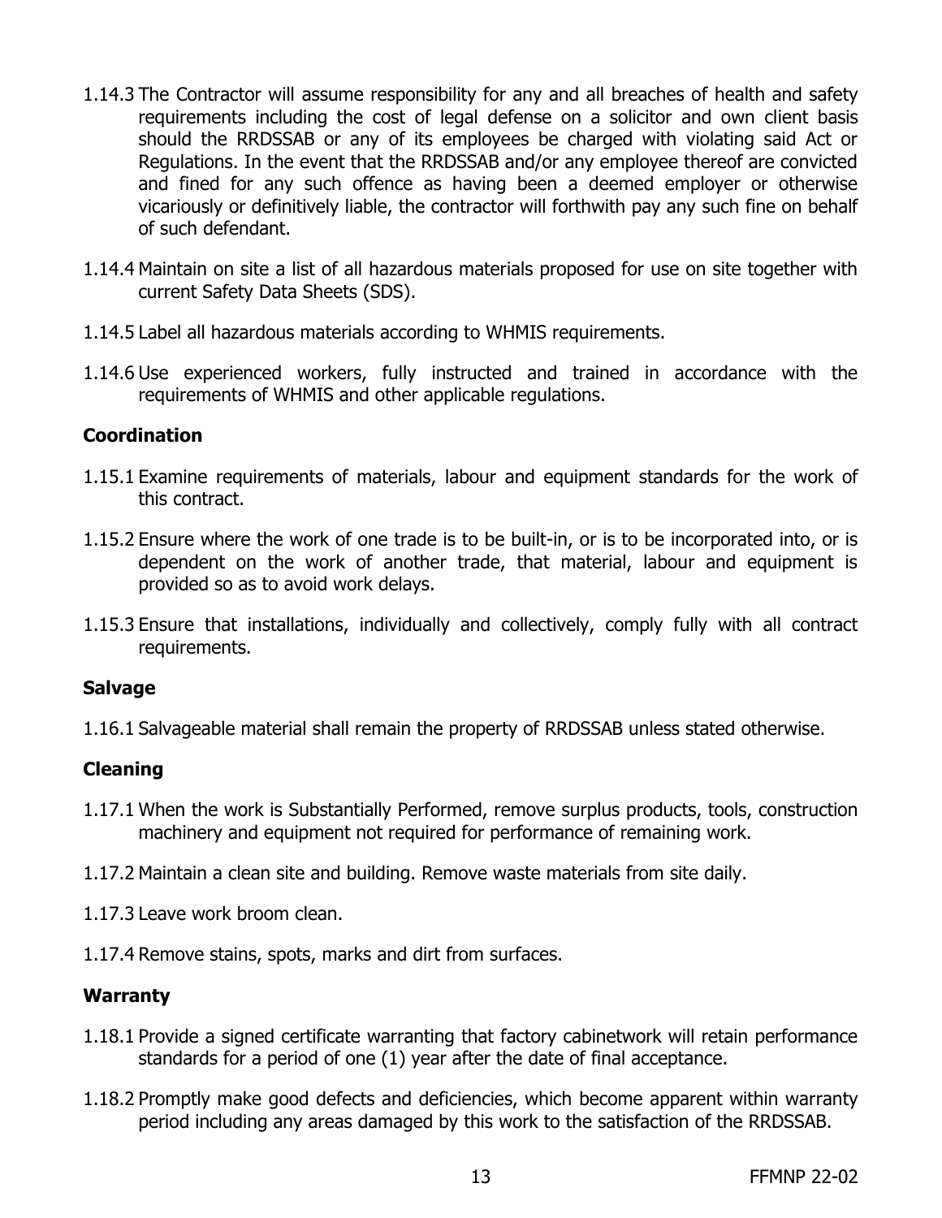1.14.3 The Contractor will assume responsibility for any and all breaches of health and safety requirements including the cost of legal defense on a solicitor and own client basis should the RRDSSAB or any of its employees be charged with violating said Act or Regulations. In the event that the RRDSSAB and/or any employee thereof are convicted and fined for any such offence as having been a deemed employer or otherwise vicariously or definitively liable, the contractor will forthwith pay any such fine on behalf of such defendant.

1.14.4 Maintain on site a list of all hazardous materials proposed for use on site together with current Safety Data Sheets (SDS).

1.14.5 Label all hazardous materials according to WHMIS requirements.

1.14.6 Use experienced workers, fully instructed and trained in accordance with the requirements of WHMIS and other applicable regulations.

**Coordination**

1.15.1 Examine requirements of materials, labour and equipment standards for the work of this contract.

1.15.2 Ensure where the work of one trade is to be built-in, or is to be incorporated into, or is dependent on the work of another trade, that material, labour and equipment is provided so as to avoid work delays.

1.15.3 Ensure that installations, individually and collectively, comply fully with all contract requirements.

**Salvage**

1.16.1 Salvageable material shall remain the property of RRDSSAB unless stated otherwise.

**Cleaning**

1.17.1 When the work is Substantially Performed, remove surplus products, tools, construction machinery and equipment not required for performance of remaining work.

1.17.2 Maintain a clean site and building. Remove waste materials from site daily.

1.17.3 Leave work broom clean.

1.17.4 Remove stains, spots, marks and dirt from surfaces.

**Warranty**

1.18.1 Provide a signed certificate warranting that factory cabinetwork will retain performance standards for a period of one (1) year after the date of final acceptance.

1.18.2 Promptly make good defects and deficiencies, which become apparent within warranty period including any areas damaged by this work to the satisfaction of the RRDSSAB.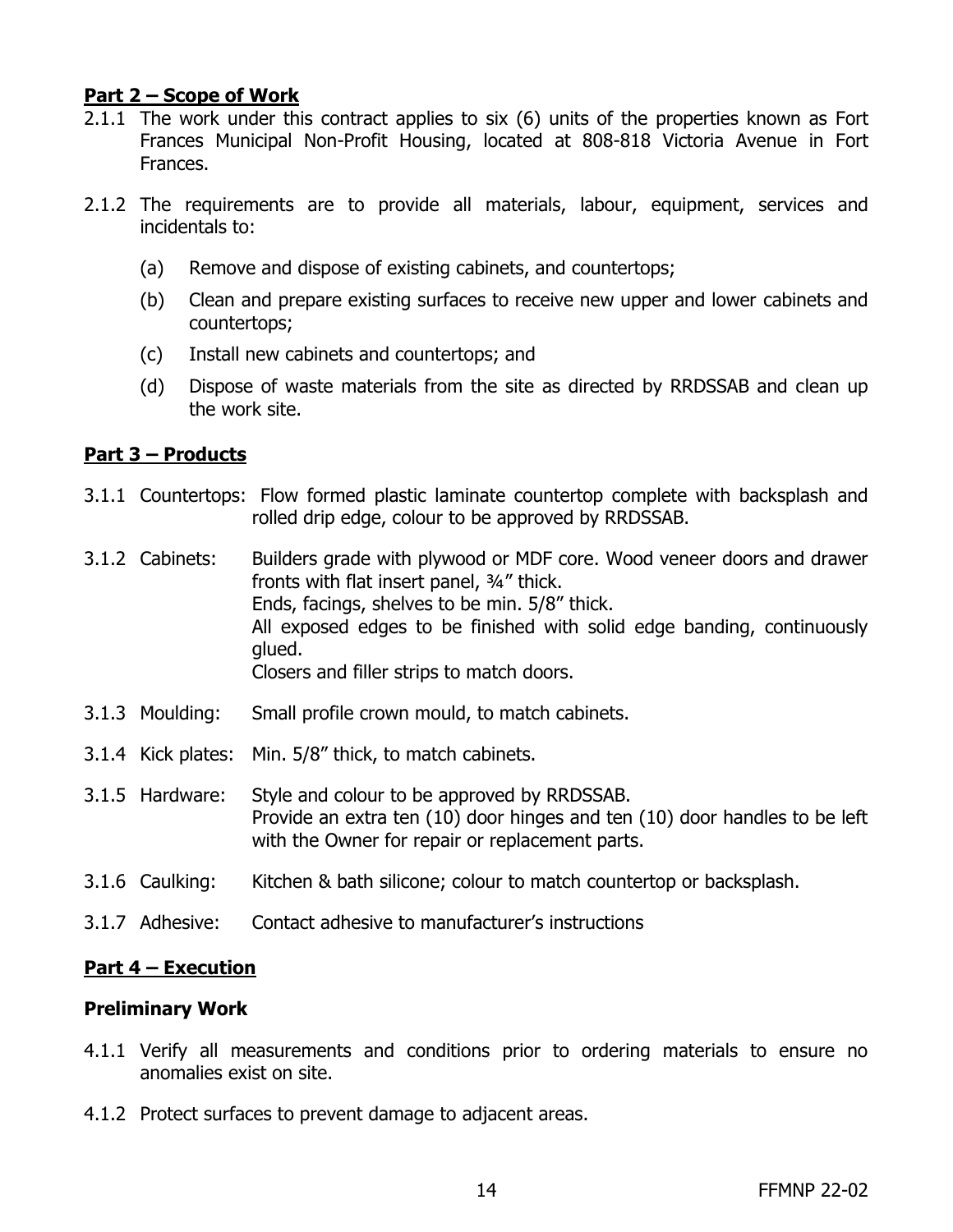**Part 2 – Scope of Work**

2.1.1 The work under this contract applies to six (6) units of the properties known as Fort Frances Municipal Non-Profit Housing, located at 808-818 Victoria Avenue in Fort Frances.

2.1.2 The requirements are to provide all materials, labour, equipment, services and incidentals to:

(a) Remove and dispose of existing cabinets, and countertops;

(b) Clean and prepare existing surfaces to receive new upper and lower cabinets and countertops;

(c) Install new cabinets and countertops; and

(d) Dispose of waste materials from the site as directed by RRDSSAB and clean up the work site.

**Part 3 – Products**

3.1.1 Countertops: Flow formed plastic laminate countertop complete with backsplash and rolled drip edge, colour to be approved by RRDSSAB.

3.1.2 Cabinets: Builders grade with plywood or MDF core. Wood veneer doors and drawer fronts with flat insert panel, ¾" thick.
Ends, facings, shelves to be min. 5/8" thick.
All exposed edges to be finished with solid edge banding, continuously glued.
Closers and filler strips to match doors.

3.1.3 Moulding: Small profile crown mould, to match cabinets.

3.1.4 Kick plates: Min. 5/8" thick, to match cabinets.

3.1.5 Hardware: Style and colour to be approved by RRDSSAB.
Provide an extra ten (10) door hinges and ten (10) door handles to be left with the Owner for repair or replacement parts.

3.1.6 Caulking: Kitchen & bath silicone; colour to match countertop or backsplash.

3.1.7 Adhesive: Contact adhesive to manufacturer's instructions

**Part 4 – Execution**

**Preliminary Work**

4.1.1 Verify all measurements and conditions prior to ordering materials to ensure no anomalies exist on site.

4.1.2 Protect surfaces to prevent damage to adjacent areas.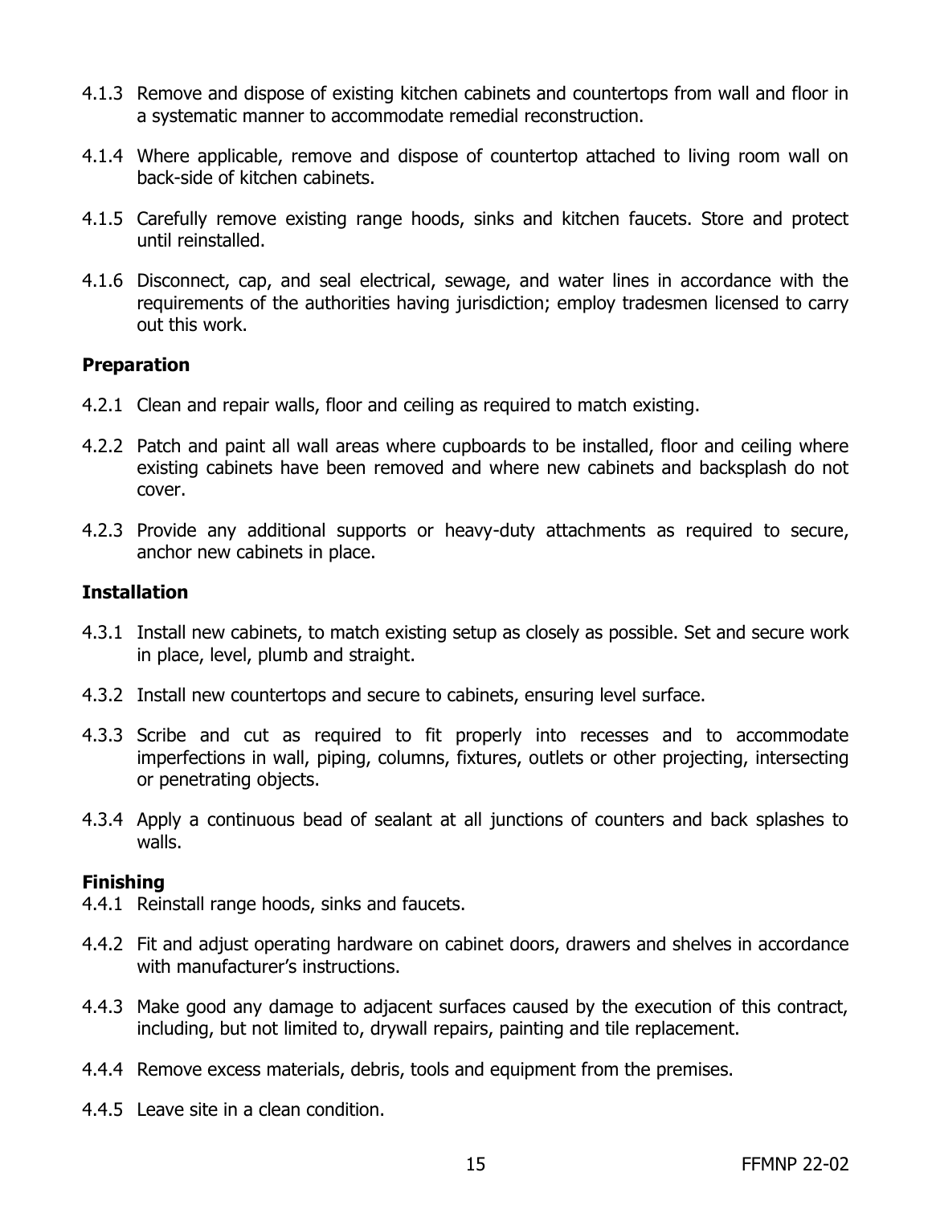4.1.3 Remove and dispose of existing kitchen cabinets and countertops from wall and floor in a systematic manner to accommodate remedial reconstruction.

4.1.4 Where applicable, remove and dispose of countertop attached to living room wall on back-side of kitchen cabinets.

4.1.5 Carefully remove existing range hoods, sinks and kitchen faucets. Store and protect until reinstalled.

4.1.6 Disconnect, cap, and seal electrical, sewage, and water lines in accordance with the requirements of the authorities having jurisdiction; employ tradesmen licensed to carry out this work.

**Preparation**

4.2.1 Clean and repair walls, floor and ceiling as required to match existing.

4.2.2 Patch and paint all wall areas where cupboards to be installed, floor and ceiling where existing cabinets have been removed and where new cabinets and backsplash do not cover.

4.2.3 Provide any additional supports or heavy-duty attachments as required to secure, anchor new cabinets in place.

**Installation**

4.3.1 Install new cabinets, to match existing setup as closely as possible. Set and secure work in place, level, plumb and straight.

4.3.2 Install new countertops and secure to cabinets, ensuring level surface.

4.3.3 Scribe and cut as required to fit properly into recesses and to accommodate imperfections in wall, piping, columns, fixtures, outlets or other projecting, intersecting or penetrating objects.

4.3.4 Apply a continuous bead of sealant at all junctions of counters and back splashes to walls.

**Finishing**

4.4.1 Reinstall range hoods, sinks and faucets.

4.4.2 Fit and adjust operating hardware on cabinet doors, drawers and shelves in accordance with manufacturer's instructions.

4.4.3 Make good any damage to adjacent surfaces caused by the execution of this contract, including, but not limited to, drywall repairs, painting and tile replacement.

4.4.4 Remove excess materials, debris, tools and equipment from the premises.

4.4.5 Leave site in a clean condition.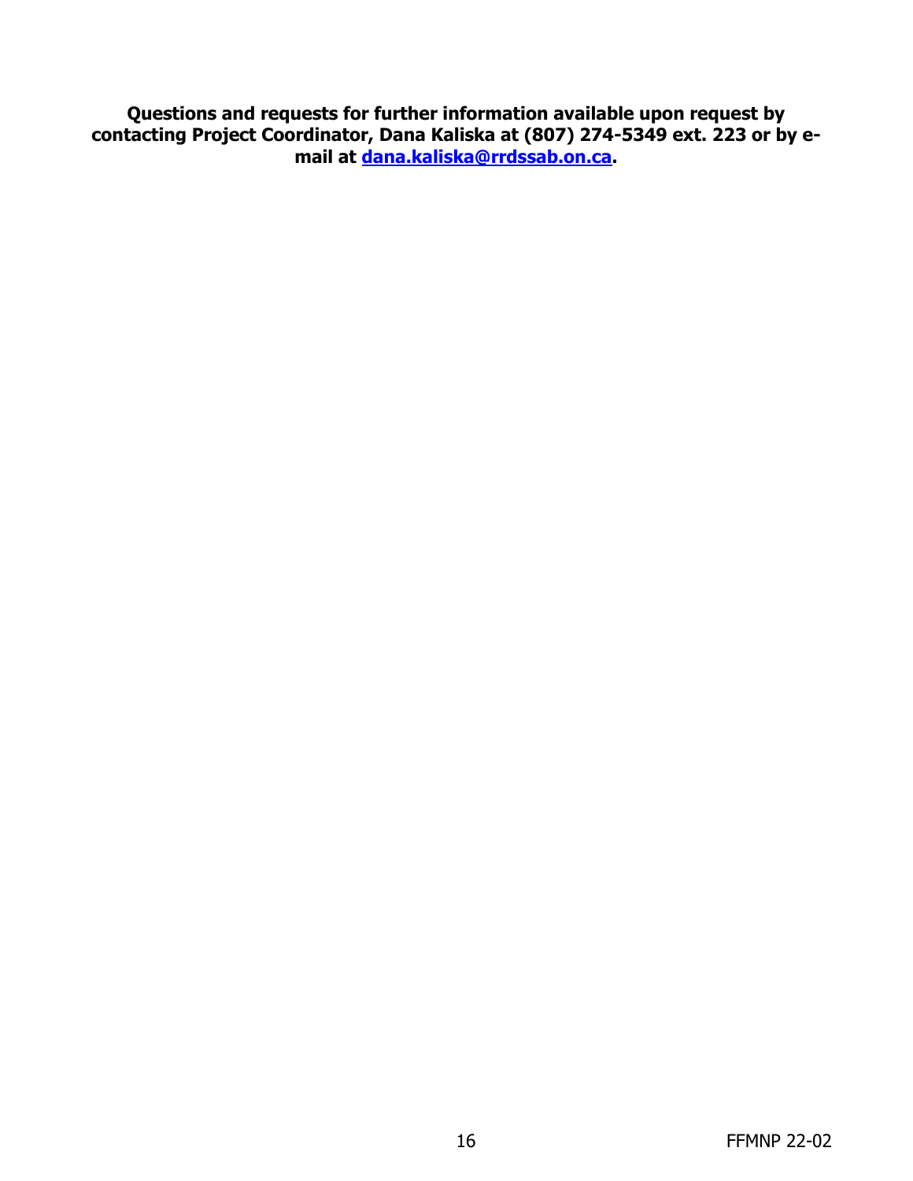**Questions and requests for further information available upon request by contacting Project Coordinator, Dana Kaliska at (807) 274-5349 ext. 223 or by e-mail at [dana.kaliska@rrdssab.on.ca](mailto:dana.kaliska@rrdssab.on.ca).**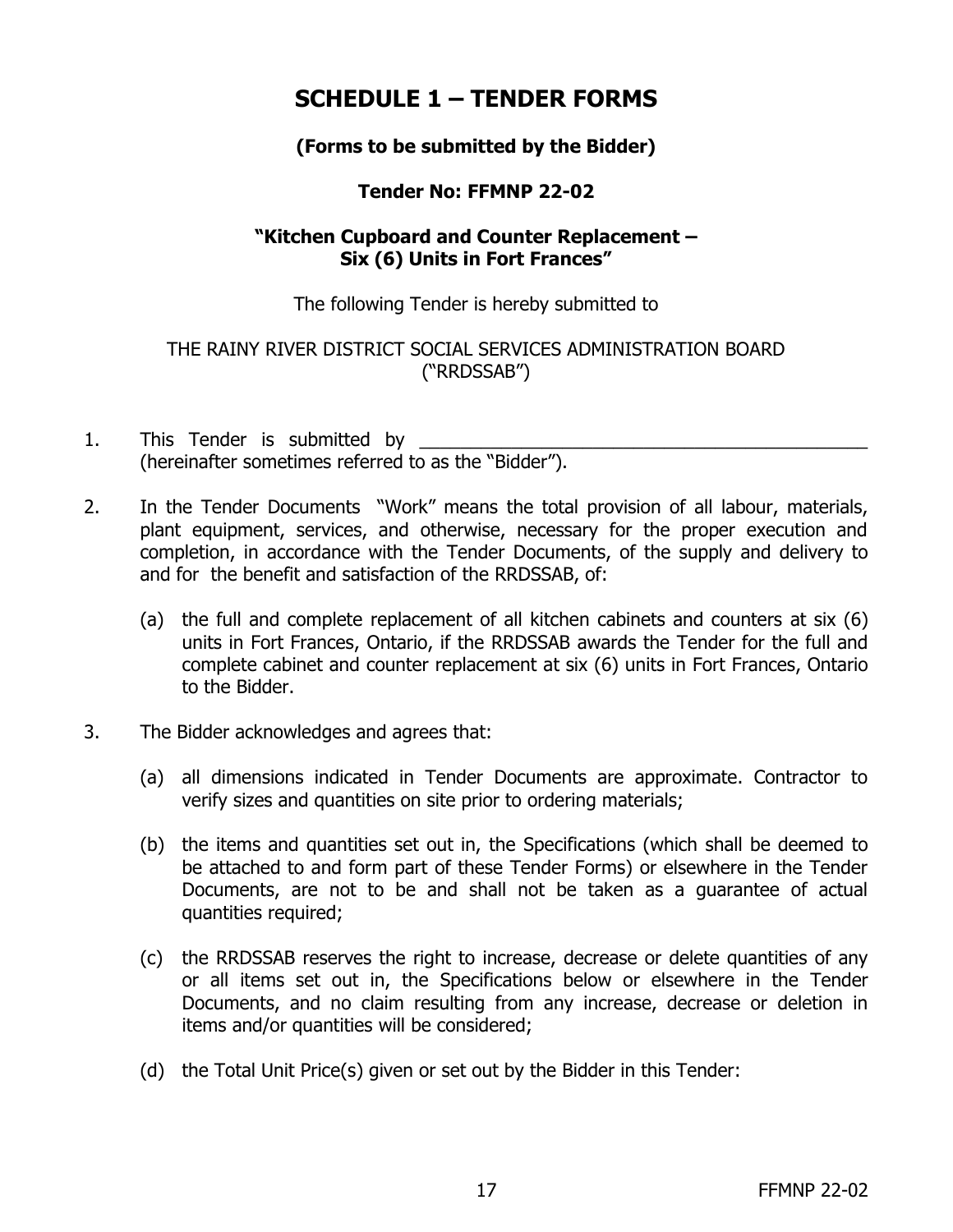# SCHEDULE 1 – TENDER FORMS

### (Forms to be submitted by the Bidder)

### Tender No: FFMNP 22-02

### "Kitchen Cupboard and Counter Replacement – Six (6) Units in Fort Frances"

The following Tender is hereby submitted to

THE RAINY RIVER DISTRICT SOCIAL SERVICES ADMINISTRATION BOARD ("RRDSSAB")

1. This Tender is submitted by _____________________________________________ (hereinafter sometimes referred to as the "Bidder").

2. In the Tender Documents "Work" means the total provision of all labour, materials, plant equipment, services, and otherwise, necessary for the proper execution and completion, in accordance with the Tender Documents, of the supply and delivery to and for the benefit and satisfaction of the RRDSSAB, of:

   (a) the full and complete replacement of all kitchen cabinets and counters at six (6) units in Fort Frances, Ontario, if the RRDSSAB awards the Tender for the full and complete cabinet and counter replacement at six (6) units in Fort Frances, Ontario to the Bidder.

3. The Bidder acknowledges and agrees that:

   (a) all dimensions indicated in Tender Documents are approximate. Contractor to verify sizes and quantities on site prior to ordering materials;

   (b) the items and quantities set out in, the Specifications (which shall be deemed to be attached to and form part of these Tender Forms) or elsewhere in the Tender Documents, are not to be and shall not be taken as a guarantee of actual quantities required;

   (c) the RRDSSAB reserves the right to increase, decrease or delete quantities of any or all items set out in, the Specifications below or elsewhere in the Tender Documents, and no claim resulting from any increase, decrease or deletion in items and/or quantities will be considered;

   (d) the Total Unit Price(s) given or set out by the Bidder in this Tender: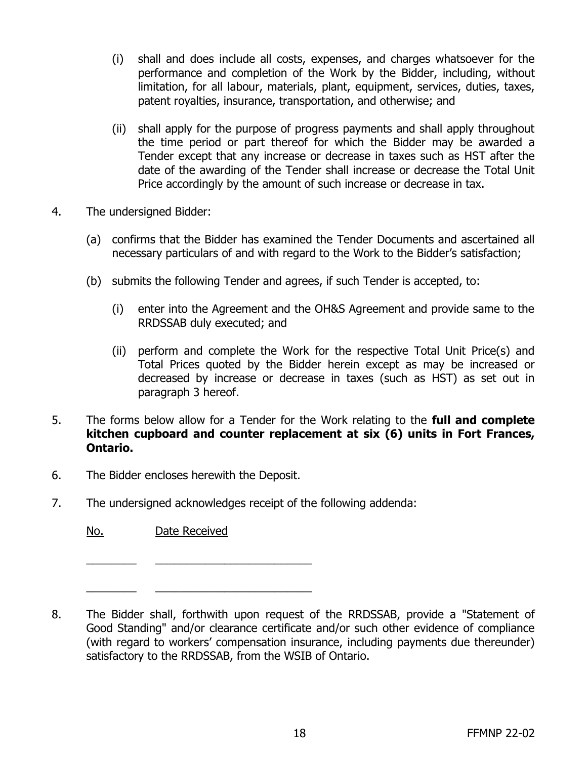(i) shall and does include all costs, expenses, and charges whatsoever for the performance and completion of the Work by the Bidder, including, without limitation, for all labour, materials, plant, equipment, services, duties, taxes, patent royalties, insurance, transportation, and otherwise; and

(ii) shall apply for the purpose of progress payments and shall apply throughout the time period or part thereof for which the Bidder may be awarded a Tender except that any increase or decrease in taxes such as HST after the date of the awarding of the Tender shall increase or decrease the Total Unit Price accordingly by the amount of such increase or decrease in tax.

4. The undersigned Bidder:

   (a) confirms that the Bidder has examined the Tender Documents and ascertained all necessary particulars of and with regard to the Work to the Bidder's satisfaction;

   (b) submits the following Tender and agrees, if such Tender is accepted, to:

      (i) enter into the Agreement and the OH&S Agreement and provide same to the RRDSSAB duly executed; and

      (ii) perform and complete the Work for the respective Total Unit Price(s) and Total Prices quoted by the Bidder herein except as may be increased or decreased by increase or decrease in taxes (such as HST) as set out in paragraph 3 hereof.

5. The forms below allow for a Tender for the Work relating to the **full and complete kitchen cupboard and counter replacement at six (6) units in Fort Frances, Ontario.**

6. The Bidder encloses herewith the Deposit.

7. The undersigned acknowledges receipt of the following addenda:

   No. &nbsp;&nbsp;&nbsp;&nbsp;&nbsp;&nbsp; Date Received

   ________ &nbsp;&nbsp; _________________________

   ________ &nbsp;&nbsp; _________________________

8. The Bidder shall, forthwith upon request of the RRDSSAB, provide a "Statement of Good Standing" and/or clearance certificate and/or such other evidence of compliance (with regard to workers' compensation insurance, including payments due thereunder) satisfactory to the RRDSSAB, from the WSIB of Ontario.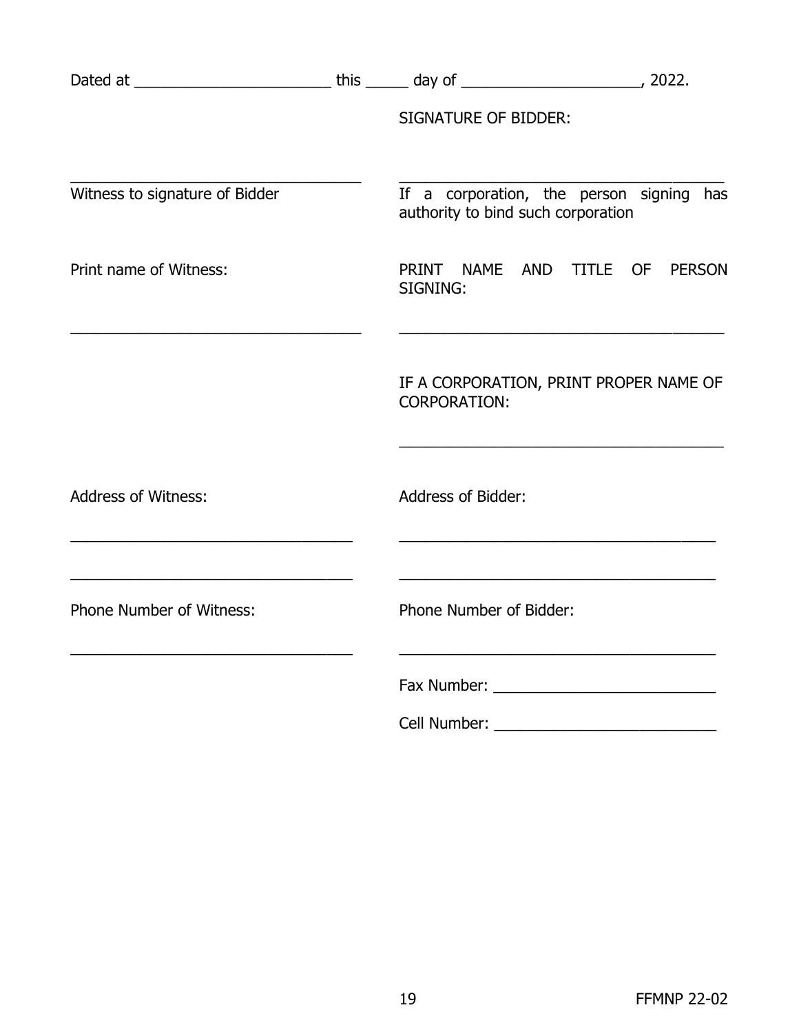Dated at ________________________ this _____ day of _____________________, 2022.

SIGNATURE OF BIDDER:

_____________________________________
Witness to signature of Bidder

_____________________________________
If a corporation, the person signing has authority to bind such corporation

Print name of Witness:

_____________________________________

PRINT NAME AND TITLE OF PERSON SIGNING:

_____________________________________

IF A CORPORATION, PRINT PROPER NAME OF CORPORATION:

_____________________________________

Address of Witness:

_____________________________________

_____________________________________

Address of Bidder:

_____________________________________

_____________________________________

Phone Number of Witness:

_____________________________________

Phone Number of Bidder:

_____________________________________

Fax Number: __________________________

Cell Number: __________________________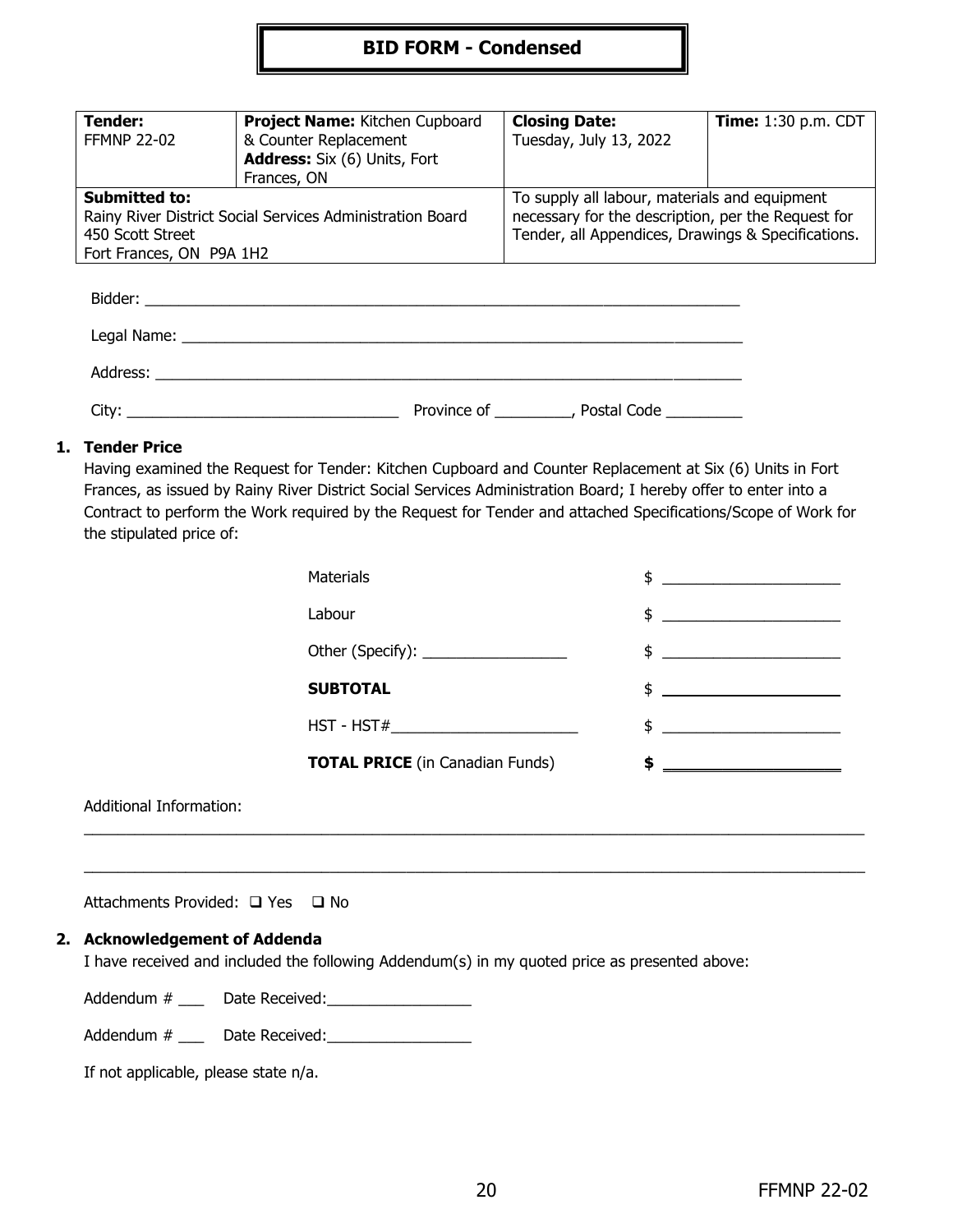# BID FORM - Condensed

| **Tender:** FFMNP 22-02 | **Project Name:** Kitchen Cupboard & Counter Replacement **Address:** Six (6) Units, Fort Frances, ON | **Closing Date:** Tuesday, July 13, 2022 | **Time:** 1:30 p.m. CDT |
|---|---|---|---|
| **Submitted to:** Rainy River District Social Services Administration Board 450 Scott Street Fort Frances, ON P9A 1H2 | | To supply all labour, materials and equipment necessary for the description, per the Request for Tender, all Appendices, Drawings & Specifications. | |

Bidder: ___________________________________________________________________

Legal Name: _______________________________________________________________

Address: __________________________________________________________________

City: ______________________________ Province of _________, Postal Code _________

## 1. Tender Price

Having examined the Request for Tender: Kitchen Cupboard and Counter Replacement at Six (6) Units in Fort Frances, as issued by Rainy River District Social Services Administration Board; I hereby offer to enter into a Contract to perform the Work required by the Request for Tender and attached Specifications/Scope of Work for the stipulated price of:

| | |
|---|---|
| Materials | $ ____________________ |
| Labour | $ ____________________ |
| Other (Specify): _________________ | $ ____________________ |
| **SUBTOTAL** | $ ____________________ |
| HST - HST#______________________ | $ ____________________ |
| **TOTAL PRICE** (in Canadian Funds) | **$** ____________________ |

Additional Information:

_____________________________________________________________________________________________

_____________________________________________________________________________________________

Attachments Provided: ❑ Yes ❑ No

## 2. Acknowledgement of Addenda

I have received and included the following Addendum(s) in my quoted price as presented above:

Addendum # ___ Date Received:_________________

Addendum # ___ Date Received:_________________

If not applicable, please state n/a.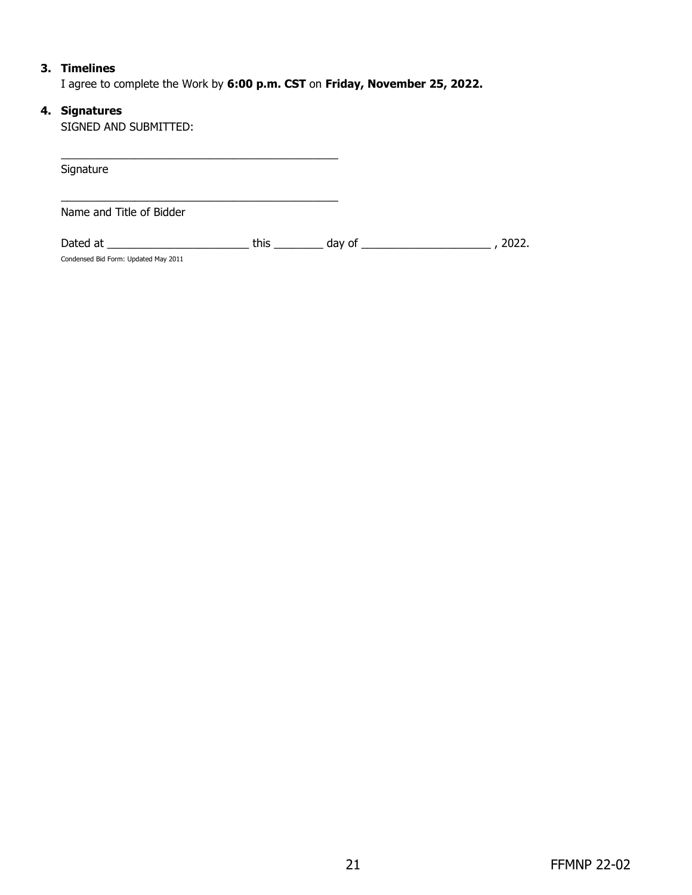3. **Timelines**

   I agree to complete the Work by **6:00 p.m. CST** on **Friday, November 25, 2022.**

4. **Signatures**

   SIGNED AND SUBMITTED:

   ______________________________________________
   Signature

   ______________________________________________
   Name and Title of Bidder

   Dated at _______________________ this ________ day of _____________________ , 2022.

   Condensed Bid Form: Updated May 2011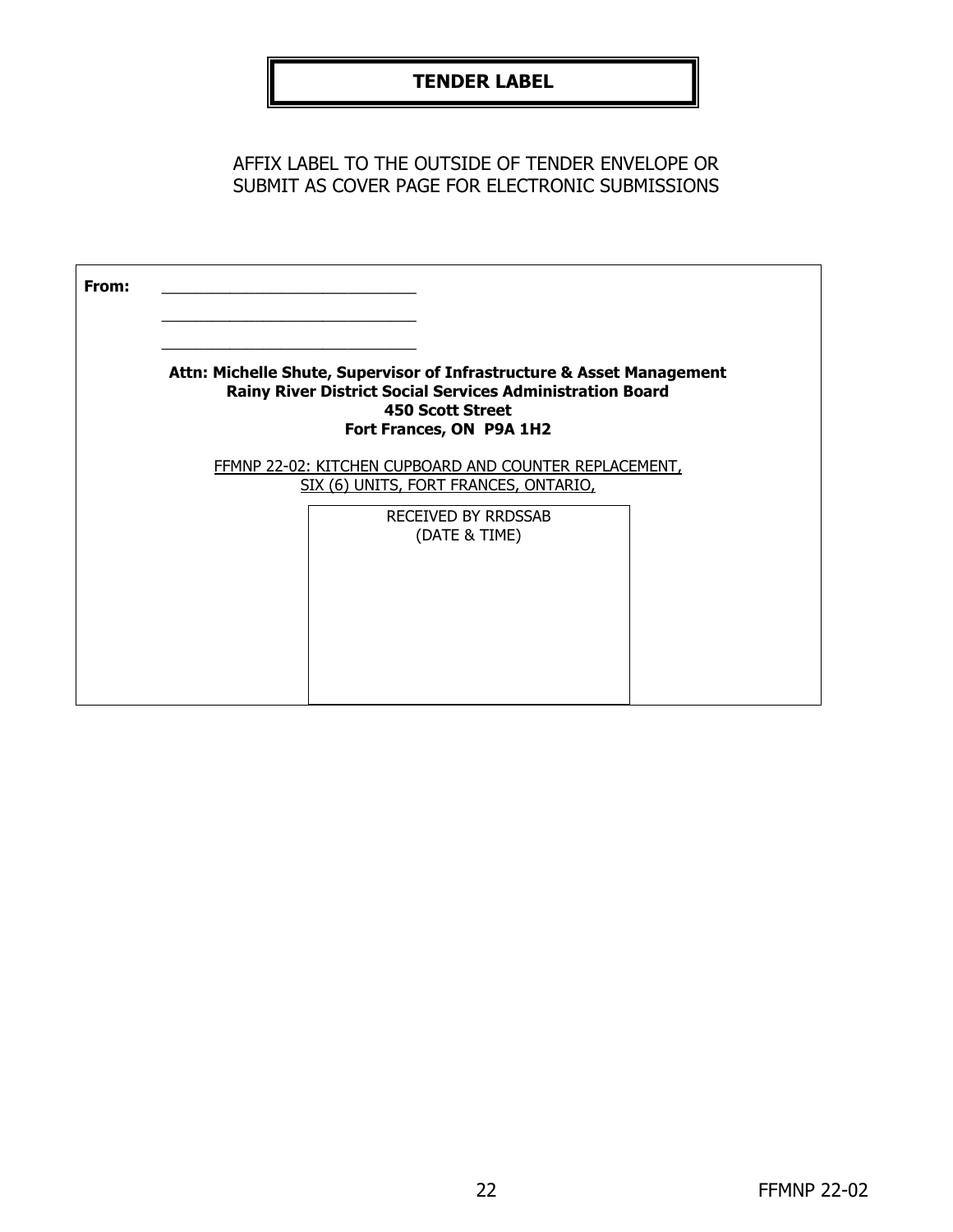# TENDER LABEL

AFFIX LABEL TO THE OUTSIDE OF TENDER ENVELOPE OR SUBMIT AS COVER PAGE FOR ELECTRONIC SUBMISSIONS

**From:** ______________________________

______________________________

______________________________

**Attn: Michelle Shute, Supervisor of Infrastructure & Asset Management**
**Rainy River District Social Services Administration Board**
**450 Scott Street**
**Fort Frances, ON P9A 1H2**

FFMNP 22-02: KITCHEN CUPBOARD AND COUNTER REPLACEMENT, SIX (6) UNITS, FORT FRANCES, ONTARIO,

| RECEIVED BY RRDSSAB (DATE & TIME) |
|---|
| |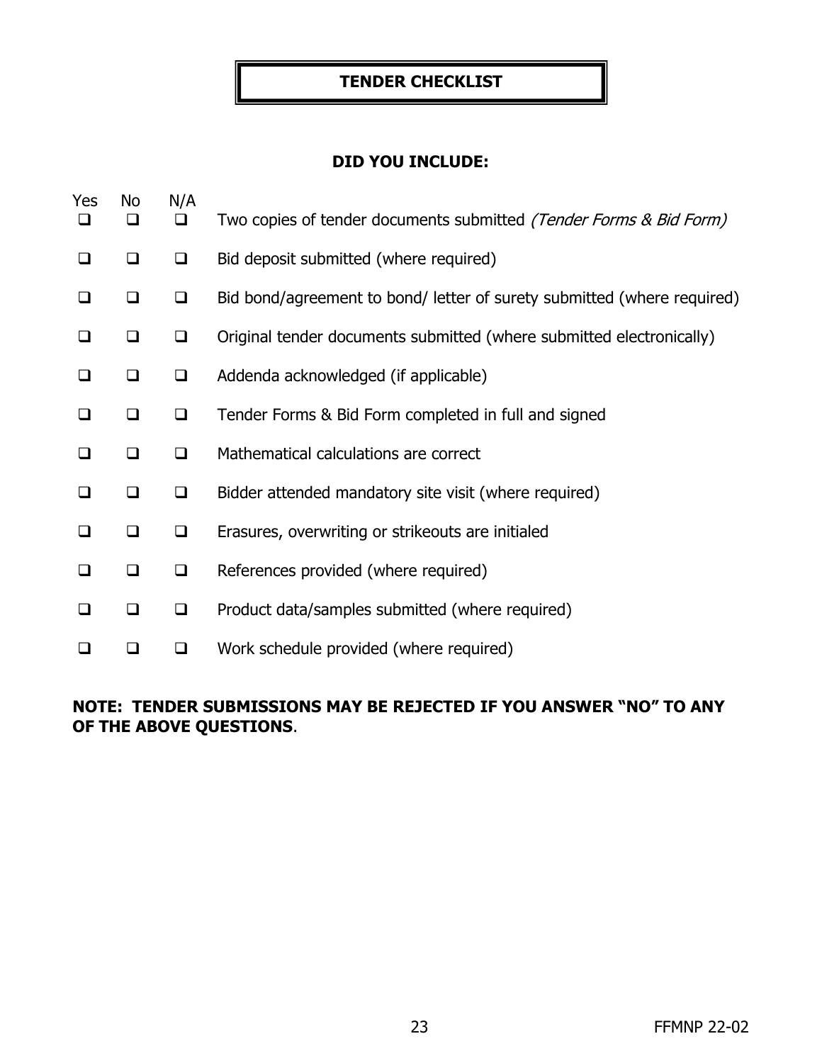# TENDER CHECKLIST

## DID YOU INCLUDE:

| Yes | No | N/A | |
|---|---|---|---|
| ❑ | ❑ | ❑ | Two copies of tender documents submitted *(Tender Forms & Bid Form)* |
| ❑ | ❑ | ❑ | Bid deposit submitted (where required) |
| ❑ | ❑ | ❑ | Bid bond/agreement to bond/ letter of surety submitted (where required) |
| ❑ | ❑ | ❑ | Original tender documents submitted (where submitted electronically) |
| ❑ | ❑ | ❑ | Addenda acknowledged (if applicable) |
| ❑ | ❑ | ❑ | Tender Forms & Bid Form completed in full and signed |
| ❑ | ❑ | ❑ | Mathematical calculations are correct |
| ❑ | ❑ | ❑ | Bidder attended mandatory site visit (where required) |
| ❑ | ❑ | ❑ | Erasures, overwriting or strikeouts are initialed |
| ❑ | ❑ | ❑ | References provided (where required) |
| ❑ | ❑ | ❑ | Product data/samples submitted (where required) |
| ❑ | ❑ | ❑ | Work schedule provided (where required) |

**NOTE: TENDER SUBMISSIONS MAY BE REJECTED IF YOU ANSWER "NO" TO ANY OF THE ABOVE QUESTIONS**.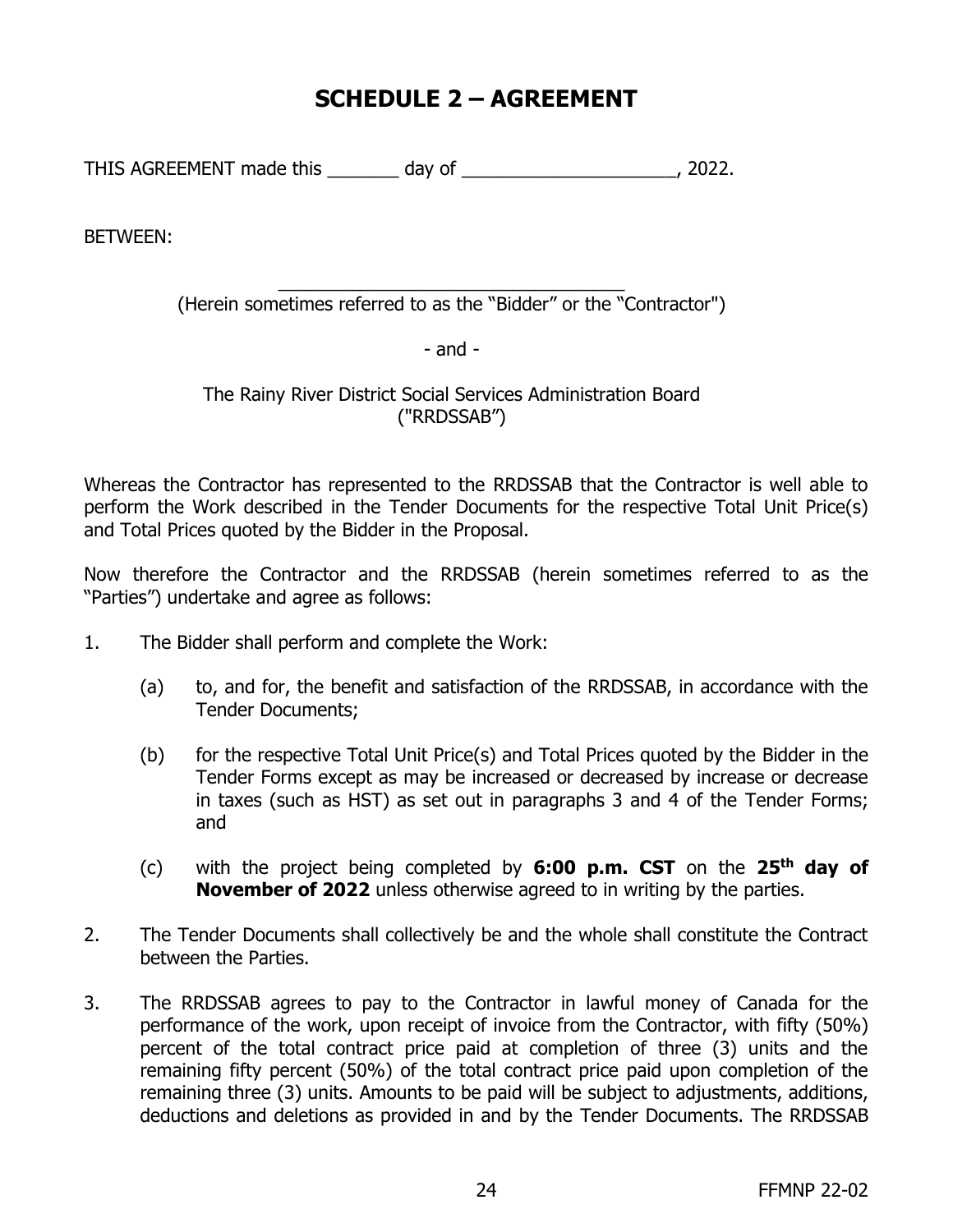# SCHEDULE 2 – AGREEMENT

THIS AGREEMENT made this _______ day of _____________________, 2022.

BETWEEN:

___________________________________
(Herein sometimes referred to as the "Bidder" or the "Contractor")

- and -

The Rainy River District Social Services Administration Board
("RRDSSAB")

Whereas the Contractor has represented to the RRDSSAB that the Contractor is well able to perform the Work described in the Tender Documents for the respective Total Unit Price(s) and Total Prices quoted by the Bidder in the Proposal.

Now therefore the Contractor and the RRDSSAB (herein sometimes referred to as the "Parties") undertake and agree as follows:

1. The Bidder shall perform and complete the Work:

   (a) to, and for, the benefit and satisfaction of the RRDSSAB, in accordance with the Tender Documents;

   (b) for the respective Total Unit Price(s) and Total Prices quoted by the Bidder in the Tender Forms except as may be increased or decreased by increase or decrease in taxes (such as HST) as set out in paragraphs 3 and 4 of the Tender Forms; and

   (c) with the project being completed by **6:00 p.m. CST** on the **25th day of November of 2022** unless otherwise agreed to in writing by the parties.

2. The Tender Documents shall collectively be and the whole shall constitute the Contract between the Parties.

3. The RRDSSAB agrees to pay to the Contractor in lawful money of Canada for the performance of the work, upon receipt of invoice from the Contractor, with fifty (50%) percent of the total contract price paid at completion of three (3) units and the remaining fifty percent (50%) of the total contract price paid upon completion of the remaining three (3) units. Amounts to be paid will be subject to adjustments, additions, deductions and deletions as provided in and by the Tender Documents. The RRDSSAB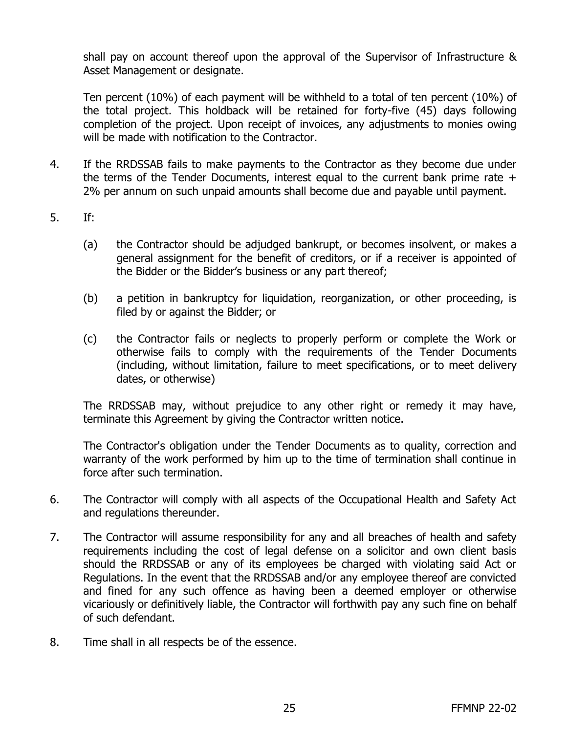shall pay on account thereof upon the approval of the Supervisor of Infrastructure & Asset Management or designate.

Ten percent (10%) of each payment will be withheld to a total of ten percent (10%) of the total project. This holdback will be retained for forty-five (45) days following completion of the project. Upon receipt of invoices, any adjustments to monies owing will be made with notification to the Contractor.

4. If the RRDSSAB fails to make payments to the Contractor as they become due under the terms of the Tender Documents, interest equal to the current bank prime rate + 2% per annum on such unpaid amounts shall become due and payable until payment.

5. If:

   (a) the Contractor should be adjudged bankrupt, or becomes insolvent, or makes a general assignment for the benefit of creditors, or if a receiver is appointed of the Bidder or the Bidder's business or any part thereof;

   (b) a petition in bankruptcy for liquidation, reorganization, or other proceeding, is filed by or against the Bidder; or

   (c) the Contractor fails or neglects to properly perform or complete the Work or otherwise fails to comply with the requirements of the Tender Documents (including, without limitation, failure to meet specifications, or to meet delivery dates, or otherwise)

   The RRDSSAB may, without prejudice to any other right or remedy it may have, terminate this Agreement by giving the Contractor written notice.

   The Contractor's obligation under the Tender Documents as to quality, correction and warranty of the work performed by him up to the time of termination shall continue in force after such termination.

6. The Contractor will comply with all aspects of the Occupational Health and Safety Act and regulations thereunder.

7. The Contractor will assume responsibility for any and all breaches of health and safety requirements including the cost of legal defense on a solicitor and own client basis should the RRDSSAB or any of its employees be charged with violating said Act or Regulations. In the event that the RRDSSAB and/or any employee thereof are convicted and fined for any such offence as having been a deemed employer or otherwise vicariously or definitively liable, the Contractor will forthwith pay any such fine on behalf of such defendant.

8. Time shall in all respects be of the essence.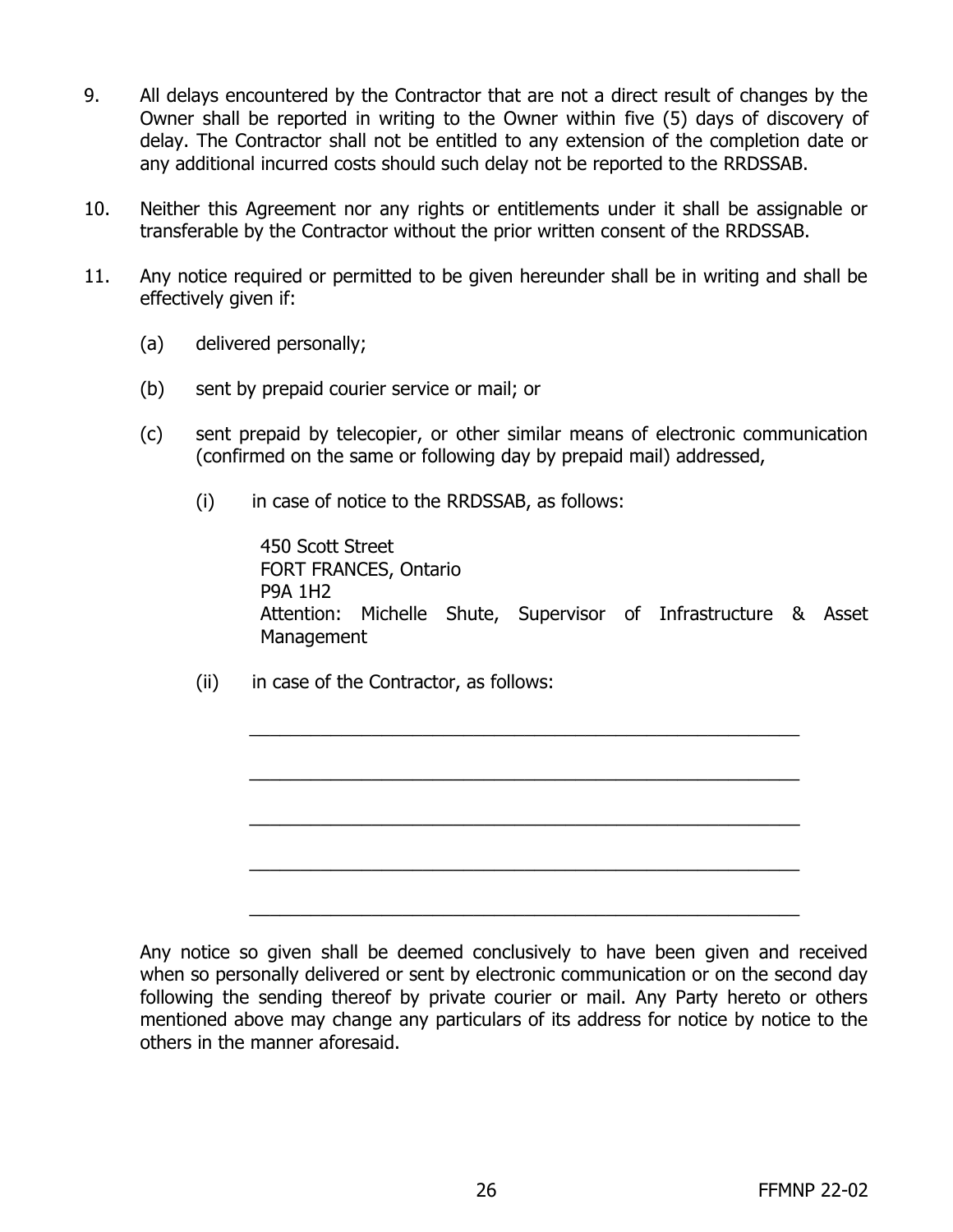9. All delays encountered by the Contractor that are not a direct result of changes by the Owner shall be reported in writing to the Owner within five (5) days of discovery of delay. The Contractor shall not be entitled to any extension of the completion date or any additional incurred costs should such delay not be reported to the RRDSSAB.

10. Neither this Agreement nor any rights or entitlements under it shall be assignable or transferable by the Contractor without the prior written consent of the RRDSSAB.

11. Any notice required or permitted to be given hereunder shall be in writing and shall be effectively given if:

    (a) delivered personally;

    (b) sent by prepaid courier service or mail; or

    (c) sent prepaid by telecopier, or other similar means of electronic communication (confirmed on the same or following day by prepaid mail) addressed,

        (i) in case of notice to the RRDSSAB, as follows:

            450 Scott Street
            FORT FRANCES, Ontario
            P9A 1H2
            Attention: Michelle Shute, Supervisor of Infrastructure & Asset Management

        (ii) in case of the Contractor, as follows:

            ________________________________________________

            ________________________________________________

            ________________________________________________

            ________________________________________________

            ________________________________________________

    Any notice so given shall be deemed conclusively to have been given and received when so personally delivered or sent by electronic communication or on the second day following the sending thereof by private courier or mail. Any Party hereto or others mentioned above may change any particulars of its address for notice by notice to the others in the manner aforesaid.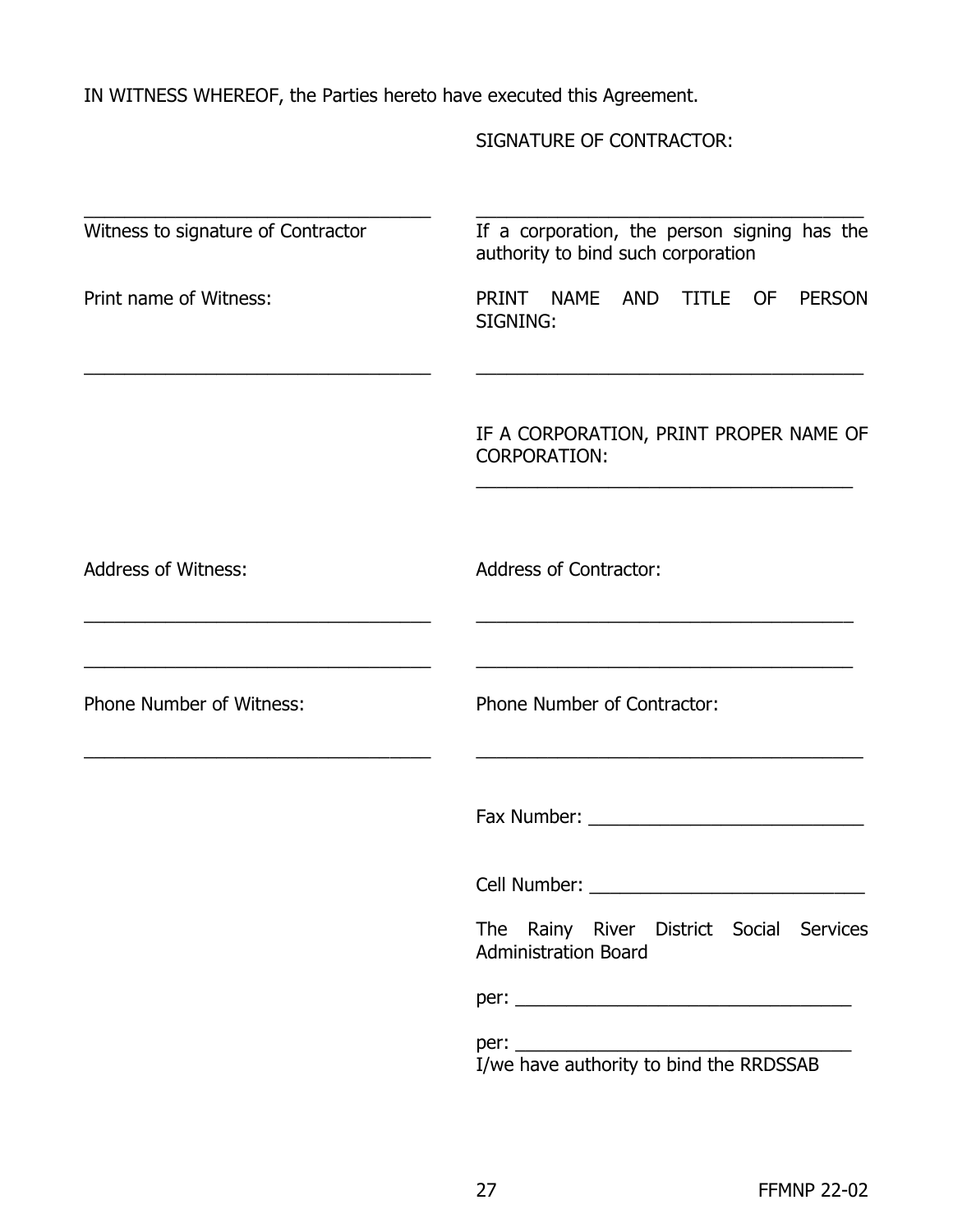IN WITNESS WHEREOF, the Parties hereto have executed this Agreement.

SIGNATURE OF CONTRACTOR:

| | |
|---|---|
| ______________________________ | ______________________________ |
| Witness to signature of Contractor | If a corporation, the person signing has the authority to bind such corporation |
| Print name of Witness: | PRINT NAME AND TITLE OF PERSON SIGNING: |
| ______________________________ | ______________________________ |
| | IF A CORPORATION, PRINT PROPER NAME OF CORPORATION: |
| | ______________________________ |
| Address of Witness: | Address of Contractor: |
| ______________________________ | ______________________________ |
| ______________________________ | ______________________________ |
| Phone Number of Witness: | Phone Number of Contractor: |
| ______________________________ | ______________________________ |
| | Fax Number: ______________________ |
| | Cell Number: ______________________ |

The Rainy River District Social Services Administration Board

per: ______________________________

per: ______________________________
I/we have authority to bind the RRDSSAB

FFMNP 22-02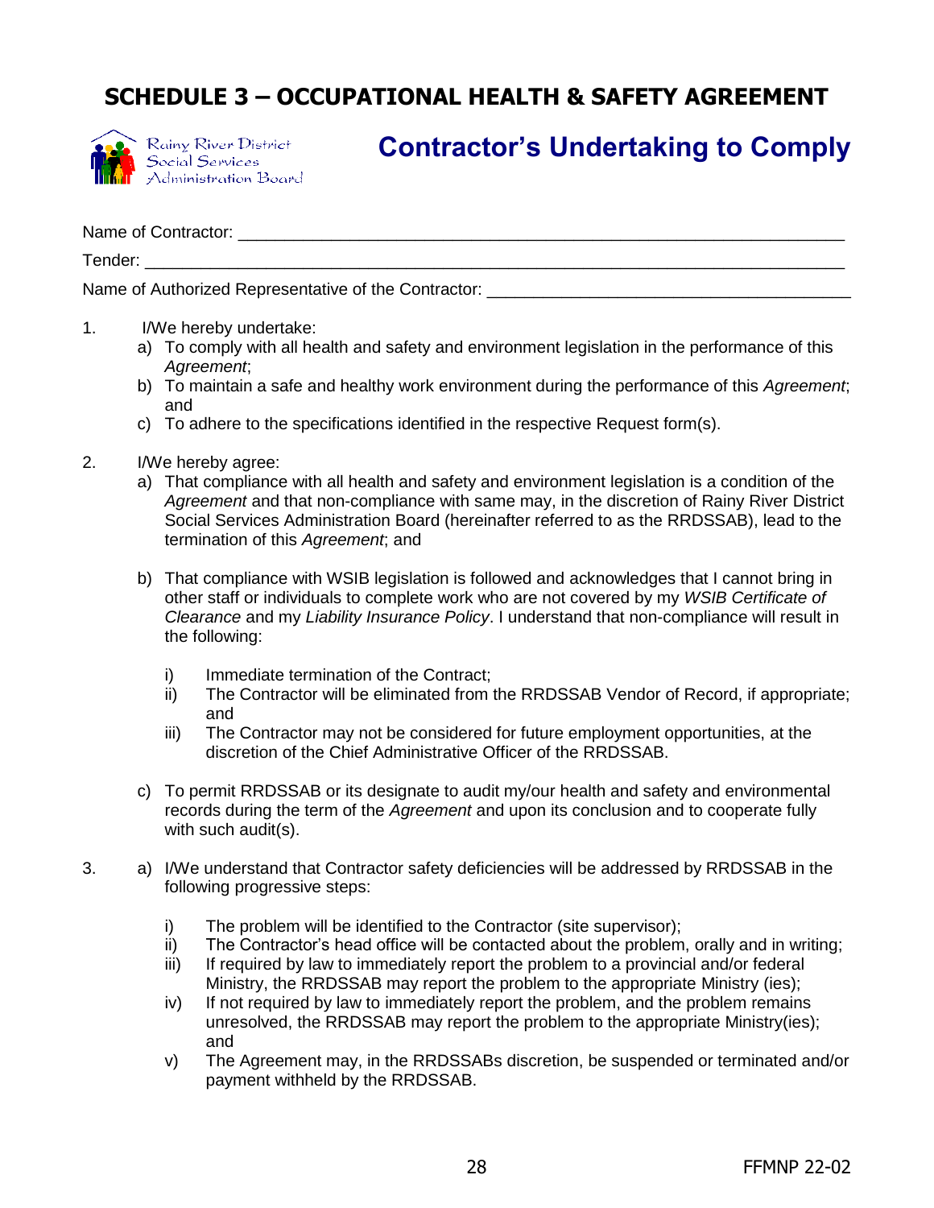# SCHEDULE 3 – OCCUPATIONAL HEALTH & SAFETY AGREEMENT

Rainy River District Social Services Administration Board

## Contractor's Undertaking to Comply

Name of Contractor: ____________________________________________

Tender: ____________________________________________

Name of Authorized Representative of the Contractor: ______________________________

1. I/We hereby undertake:
   a) To comply with all health and safety and environment legislation in the performance of this *Agreement*;
   b) To maintain a safe and healthy work environment during the performance of this *Agreement*; and
   c) To adhere to the specifications identified in the respective Request form(s).

2. I/We hereby agree:
   a) That compliance with all health and safety and environment legislation is a condition of the *Agreement* and that non-compliance with same may, in the discretion of Rainy River District Social Services Administration Board (hereinafter referred to as the RRDSSAB), lead to the termination of this *Agreement*; and

   b) That compliance with WSIB legislation is followed and acknowledges that I cannot bring in other staff or individuals to complete work who are not covered by my *WSIB Certificate of Clearance* and my *Liability Insurance Policy*. I understand that non-compliance will result in the following:

      i) Immediate termination of the Contract;
      ii) The Contractor will be eliminated from the RRDSSAB Vendor of Record, if appropriate; and
      iii) The Contractor may not be considered for future employment opportunities, at the discretion of the Chief Administrative Officer of the RRDSSAB.

   c) To permit RRDSSAB or its designate to audit my/our health and safety and environmental records during the term of the *Agreement* and upon its conclusion and to cooperate fully with such audit(s).

3. a) I/We understand that Contractor safety deficiencies will be addressed by RRDSSAB in the following progressive steps:

      i) The problem will be identified to the Contractor (site supervisor);
      ii) The Contractor's head office will be contacted about the problem, orally and in writing;
      iii) If required by law to immediately report the problem to a provincial and/or federal Ministry, the RRDSSAB may report the problem to the appropriate Ministry (ies);
      iv) If not required by law to immediately report the problem, and the problem remains unresolved, the RRDSSAB may report the problem to the appropriate Ministry(ies); and
      v) The Agreement may, in the RRDSSABs discretion, be suspended or terminated and/or payment withheld by the RRDSSAB.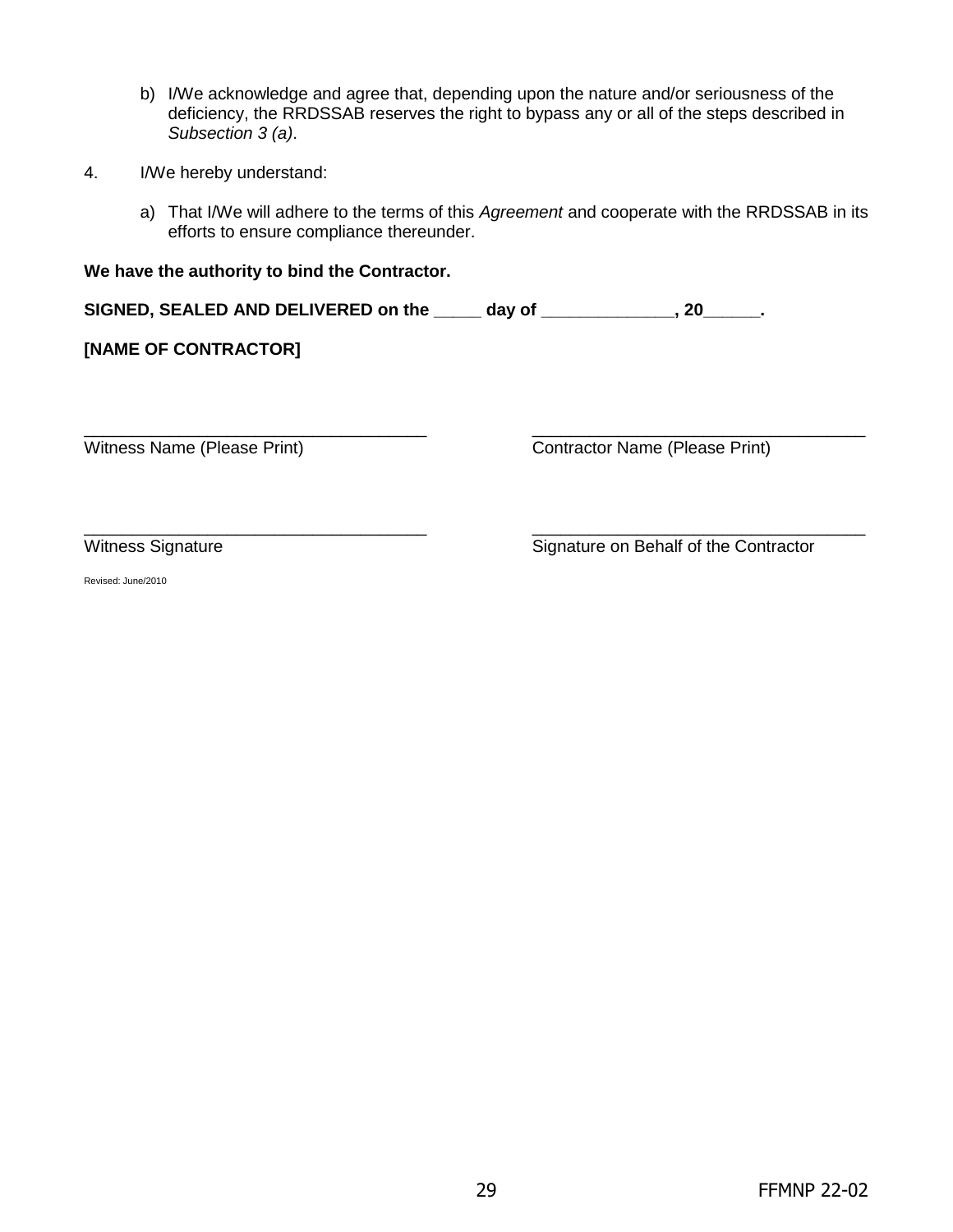b) I/We acknowledge and agree that, depending upon the nature and/or seriousness of the deficiency, the RRDSSAB reserves the right to bypass any or all of the steps described in *Subsection 3 (a)*.

4. I/We hereby understand:

   a) That I/We will adhere to the terms of this *Agreement* and cooperate with the RRDSSAB in its efforts to ensure compliance thereunder.

**We have the authority to bind the Contractor.**

**SIGNED, SEALED AND DELIVERED on the _____ day of ______________, 20______.**

**[NAME OF CONTRACTOR]**

| | |
|---|---|
| ____________________________________ | ____________________________________ |
| Witness Name (Please Print) | Contractor Name (Please Print) |
| ____________________________________ | ____________________________________ |
| Witness Signature | Signature on Behalf of the Contractor |

Revised: June/2010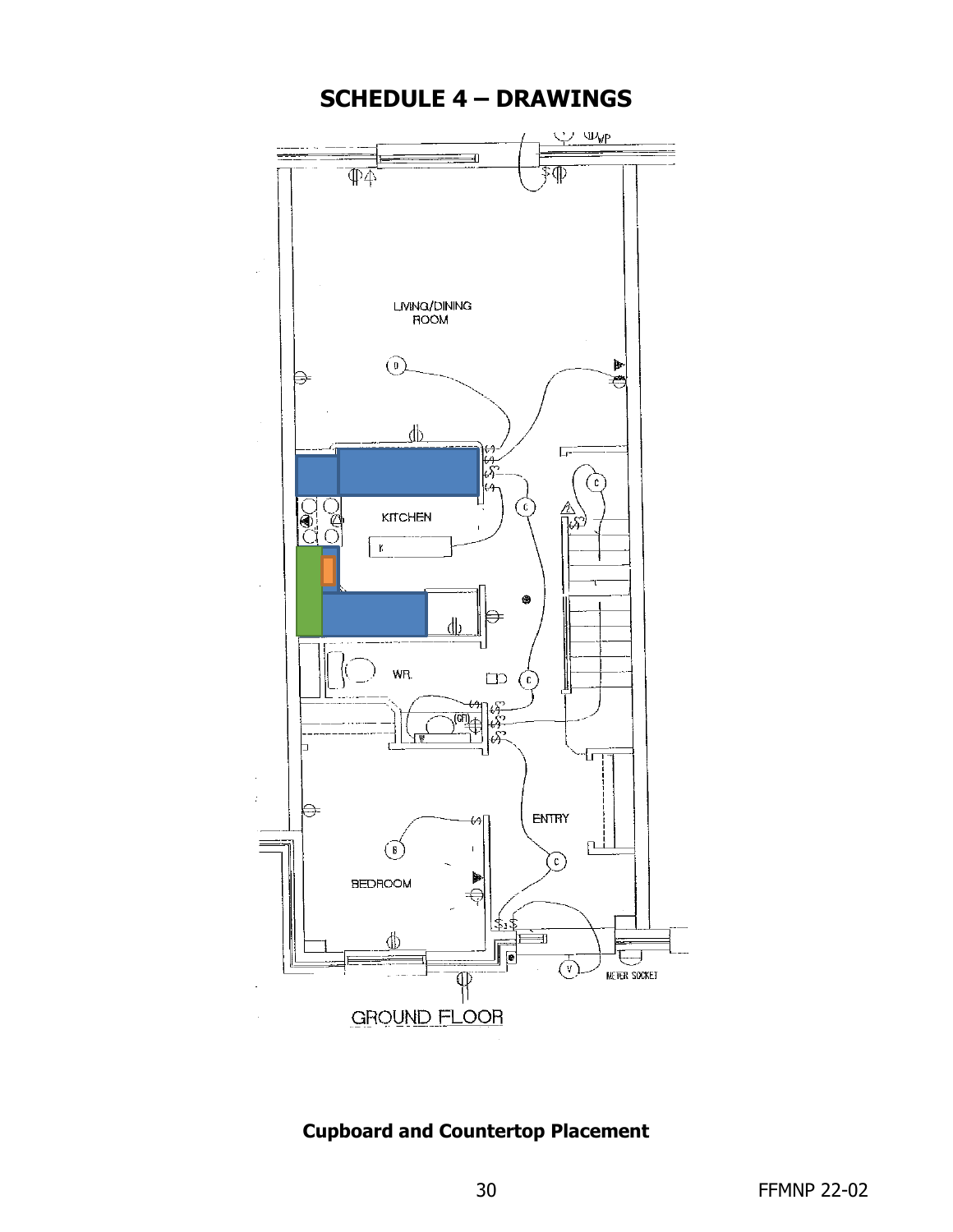# SCHEDULE 4 – DRAWINGS

LIVING/DINING ROOM

KITCHEN

WR.

ENTRY

BEDROOM

METER SOCKET

GROUND FLOOR

**Cupboard and Countertop Placement**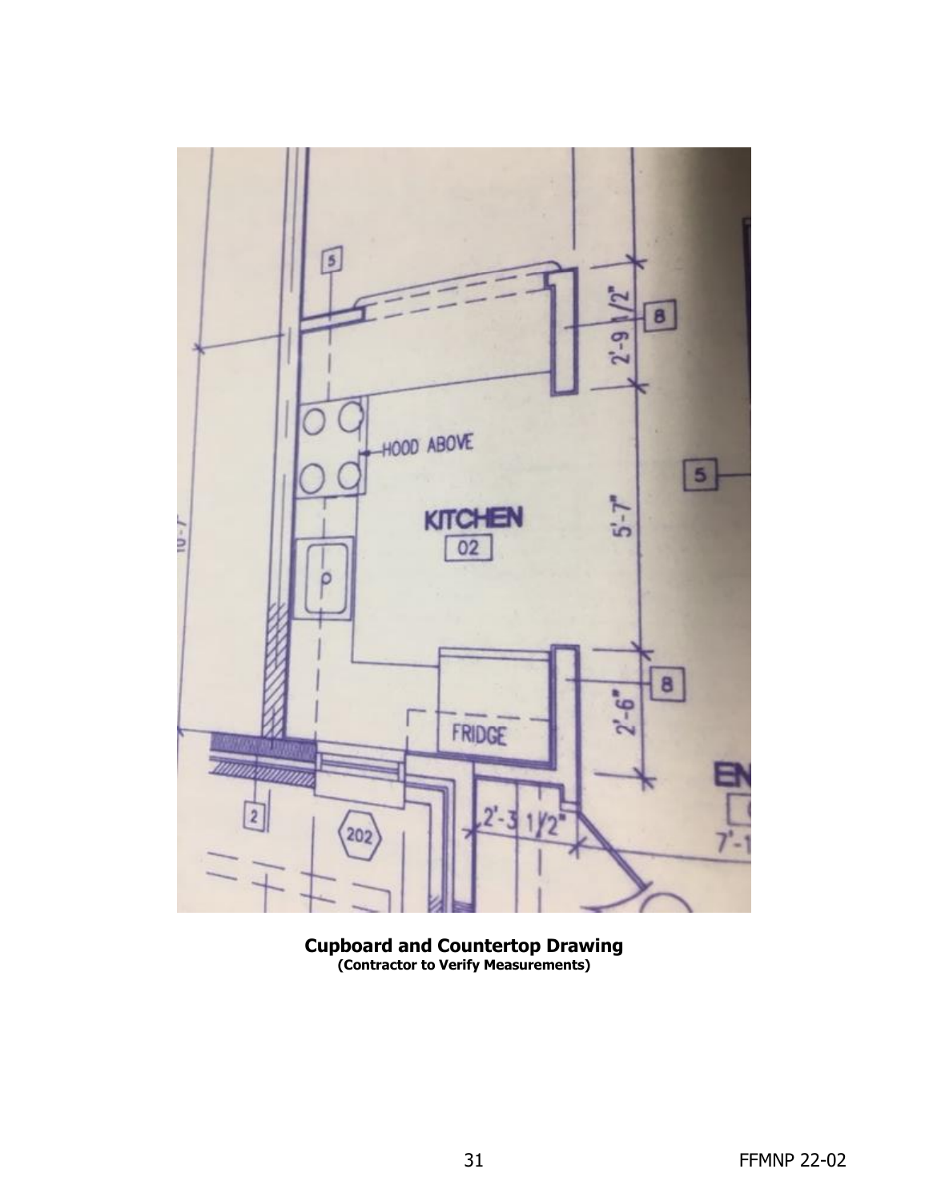KITCHEN
02
HOOD ABOVE
FRIDGE
2'-9 1/2"
5'-7"
2'-6"
2'-3 1/2"
7'-1
5
8
5
8
2
202

**Cupboard and Countertop Drawing**
**(Contractor to Verify Measurements)**